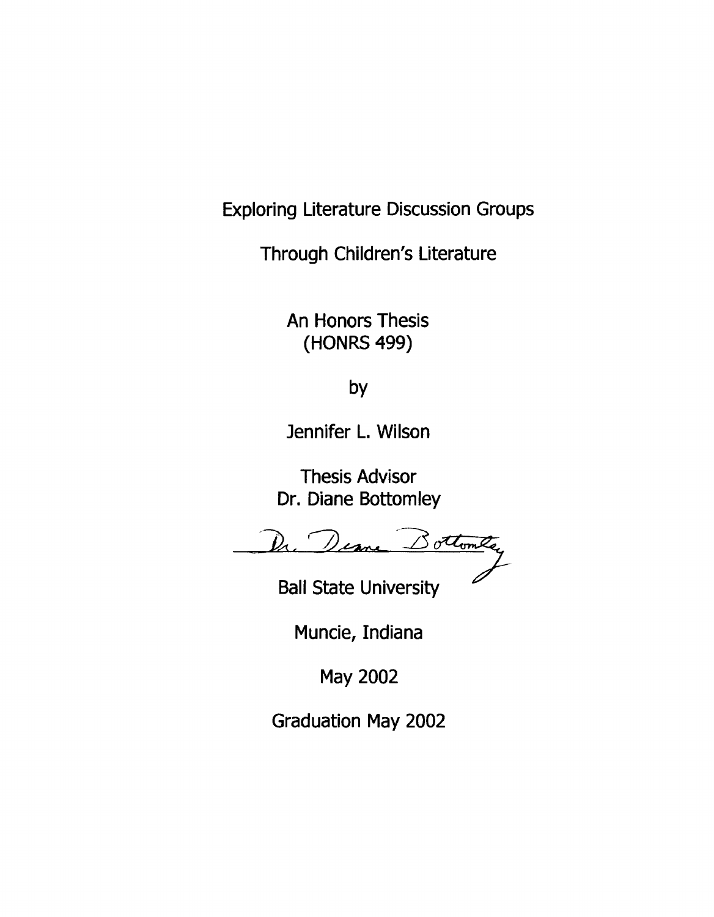# Exploring Literature Discussion Groups

# Through Children's Literature

An Honors Thesis
(HONRS 499)

by

Jennifer L. Wilson

Thesis Advisor
Dr. Diane Bottomley

Dr. Diane Bottomley

Ball State University

Muncie, Indiana

May 2002

Graduation May 2002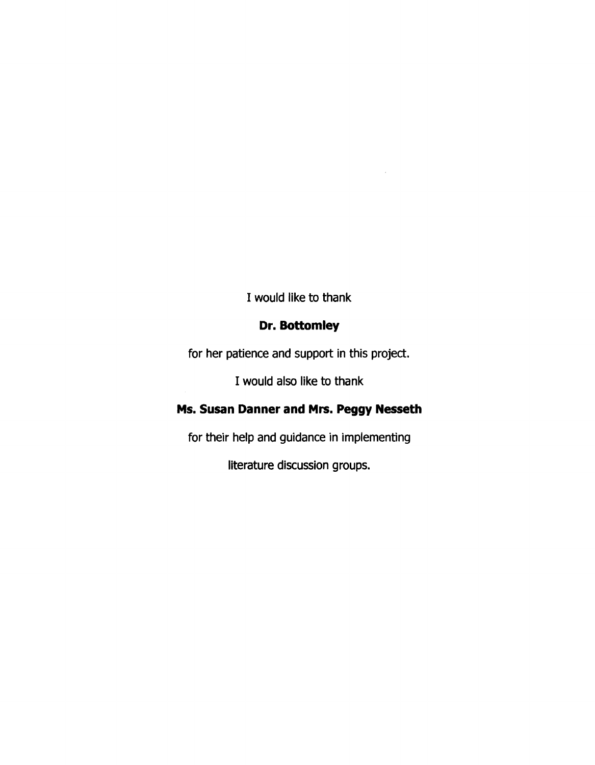I would like to thank

**Dr. Bottomley**

for her patience and support in this project.

I would also like to thank

**Ms. Susan Danner and Mrs. Peggy Nesseth**

for their help and guidance in implementing

literature discussion groups.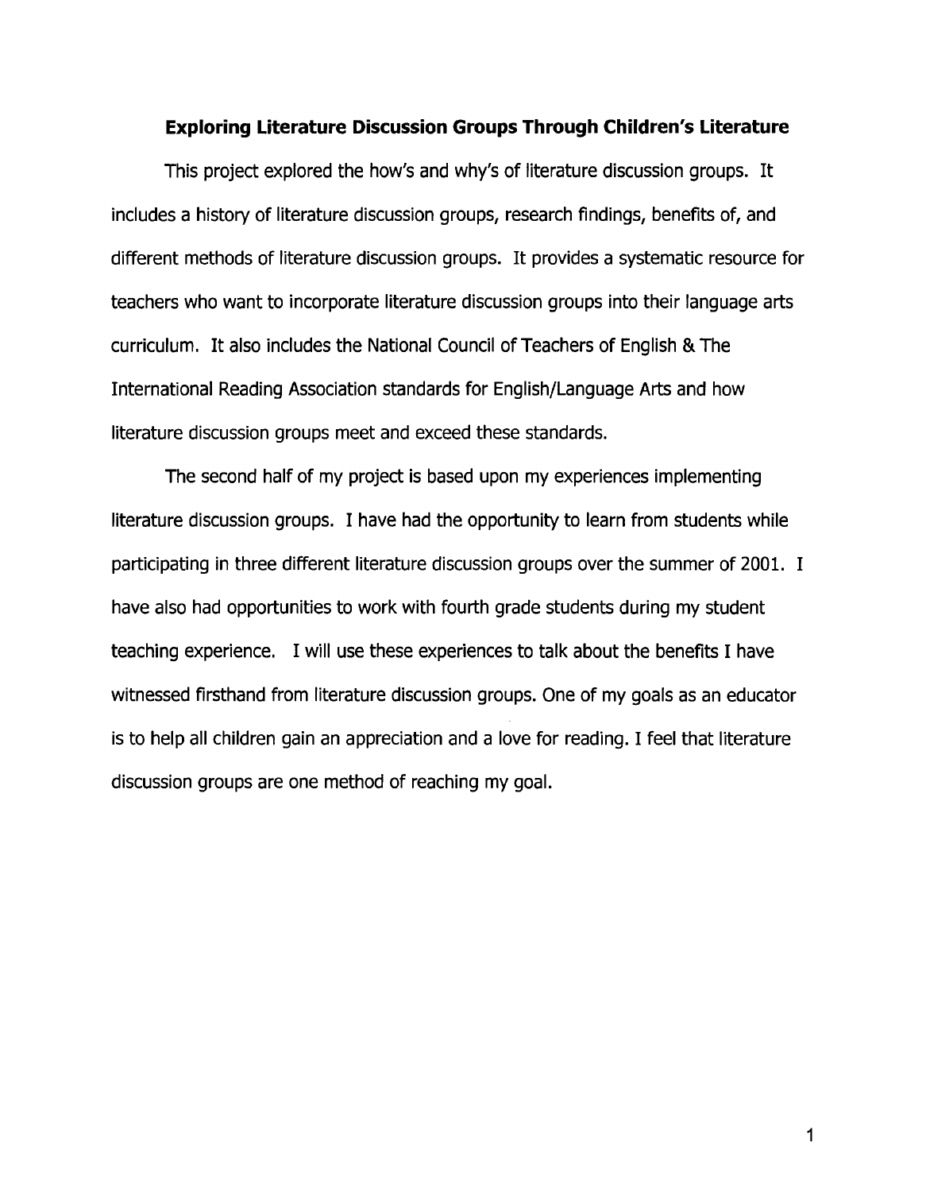## Exploring Literature Discussion Groups Through Children's Literature

This project explored the how's and why's of literature discussion groups. It includes a history of literature discussion groups, research findings, benefits of, and different methods of literature discussion groups. It provides a systematic resource for teachers who want to incorporate literature discussion groups into their language arts curriculum. It also includes the National Council of Teachers of English & The International Reading Association standards for English/Language Arts and how literature discussion groups meet and exceed these standards.

The second half of my project is based upon my experiences implementing literature discussion groups. I have had the opportunity to learn from students while participating in three different literature discussion groups over the summer of 2001. I have also had opportunities to work with fourth grade students during my student teaching experience. I will use these experiences to talk about the benefits I have witnessed firsthand from literature discussion groups. One of my goals as an educator is to help all children gain an appreciation and a love for reading. I feel that literature discussion groups are one method of reaching my goal.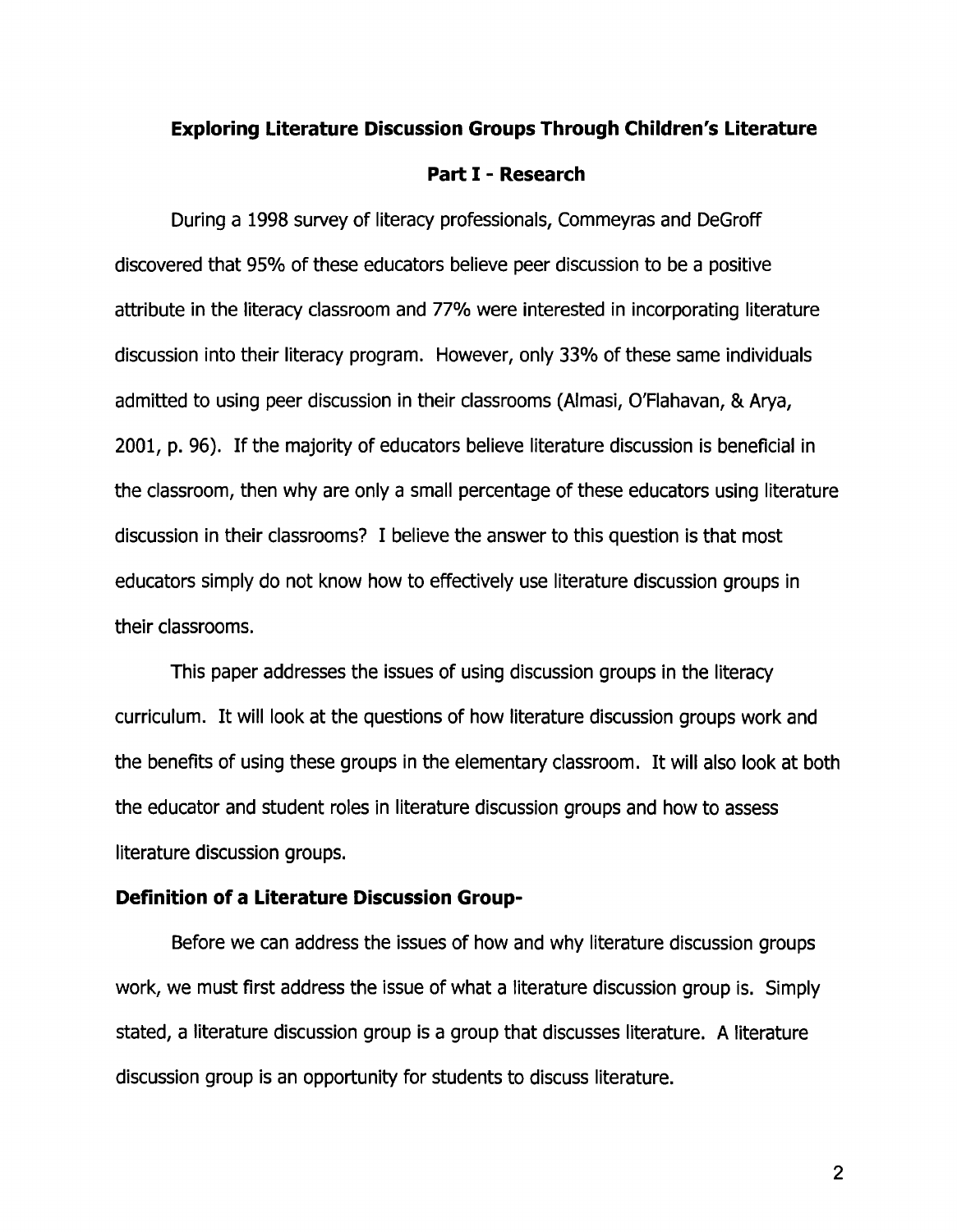# Exploring Literature Discussion Groups Through Children's Literature

## Part I - Research

During a 1998 survey of literacy professionals, Commeyras and DeGroff discovered that 95% of these educators believe peer discussion to be a positive attribute in the literacy classroom and 77% were interested in incorporating literature discussion into their literacy program. However, only 33% of these same individuals admitted to using peer discussion in their classrooms (Almasi, O'Flahavan, & Arya, 2001, p. 96). If the majority of educators believe literature discussion is beneficial in the classroom, then why are only a small percentage of these educators using literature discussion in their classrooms? I believe the answer to this question is that most educators simply do not know how to effectively use literature discussion groups in their classrooms.

This paper addresses the issues of using discussion groups in the literacy curriculum. It will look at the questions of how literature discussion groups work and the benefits of using these groups in the elementary classroom. It will also look at both the educator and student roles in literature discussion groups and how to assess literature discussion groups.

### Definition of a Literature Discussion Group-

Before we can address the issues of how and why literature discussion groups work, we must first address the issue of what a literature discussion group is. Simply stated, a literature discussion group is a group that discusses literature. A literature discussion group is an opportunity for students to discuss literature.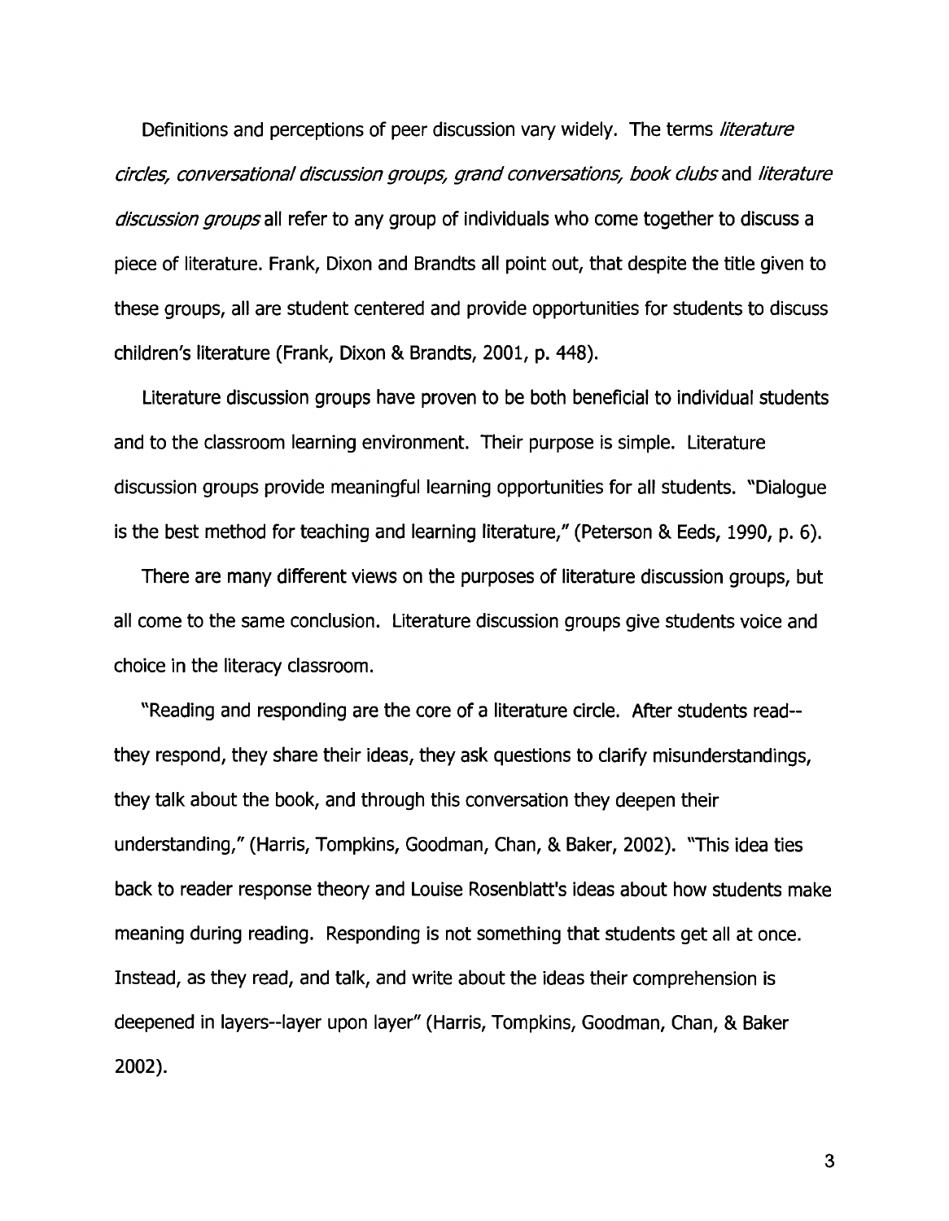Definitions and perceptions of peer discussion vary widely. The terms *literature circles, conversational discussion groups, grand conversations, book clubs* and *literature discussion groups* all refer to any group of individuals who come together to discuss a piece of literature. Frank, Dixon and Brandts all point out, that despite the title given to these groups, all are student centered and provide opportunities for students to discuss children's literature (Frank, Dixon & Brandts, 2001, p. 448).

Literature discussion groups have proven to be both beneficial to individual students and to the classroom learning environment. Their purpose is simple. Literature discussion groups provide meaningful learning opportunities for all students. "Dialogue is the best method for teaching and learning literature," (Peterson & Eeds, 1990, p. 6).

There are many different views on the purposes of literature discussion groups, but all come to the same conclusion. Literature discussion groups give students voice and choice in the literacy classroom.

"Reading and responding are the core of a literature circle. After students read--they respond, they share their ideas, they ask questions to clarify misunderstandings, they talk about the book, and through this conversation they deepen their understanding," (Harris, Tompkins, Goodman, Chan, & Baker, 2002). "This idea ties back to reader response theory and Louise Rosenblatt's ideas about how students make meaning during reading. Responding is not something that students get all at once. Instead, as they read, and talk, and write about the ideas their comprehension is deepened in layers--layer upon layer" (Harris, Tompkins, Goodman, Chan, & Baker 2002).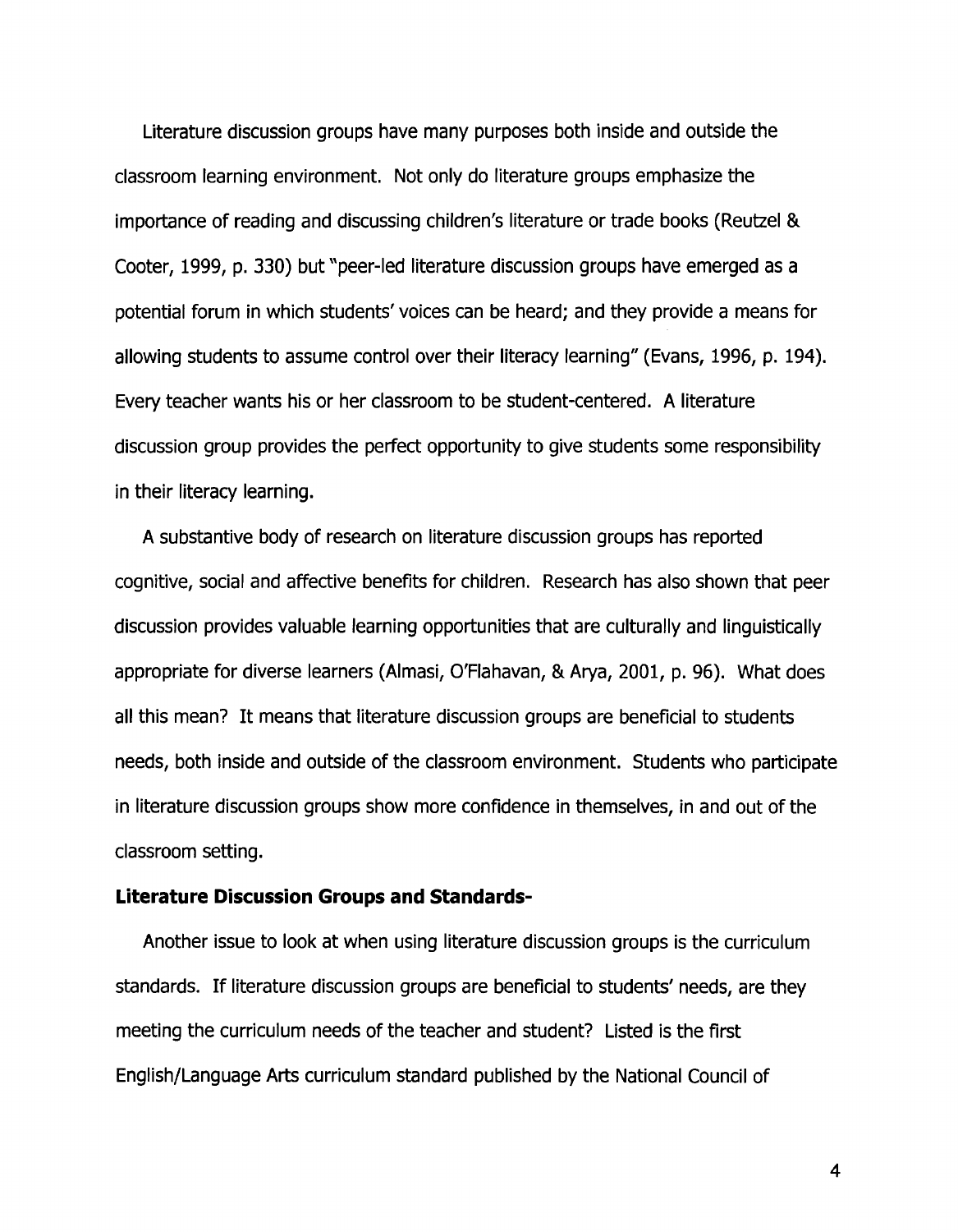Literature discussion groups have many purposes both inside and outside the classroom learning environment. Not only do literature groups emphasize the importance of reading and discussing children's literature or trade books (Reutzel & Cooter, 1999, p. 330) but "peer-led literature discussion groups have emerged as a potential forum in which students' voices can be heard; and they provide a means for allowing students to assume control over their literacy learning" (Evans, 1996, p. 194). Every teacher wants his or her classroom to be student-centered. A literature discussion group provides the perfect opportunity to give students some responsibility in their literacy learning.

A substantive body of research on literature discussion groups has reported cognitive, social and affective benefits for children. Research has also shown that peer discussion provides valuable learning opportunities that are culturally and linguistically appropriate for diverse learners (Almasi, O'Flahavan, & Arya, 2001, p. 96). What does all this mean? It means that literature discussion groups are beneficial to students needs, both inside and outside of the classroom environment. Students who participate in literature discussion groups show more confidence in themselves, in and out of the classroom setting.

**Literature Discussion Groups and Standards-**

Another issue to look at when using literature discussion groups is the curriculum standards. If literature discussion groups are beneficial to students' needs, are they meeting the curriculum needs of the teacher and student? Listed is the first English/Language Arts curriculum standard published by the National Council of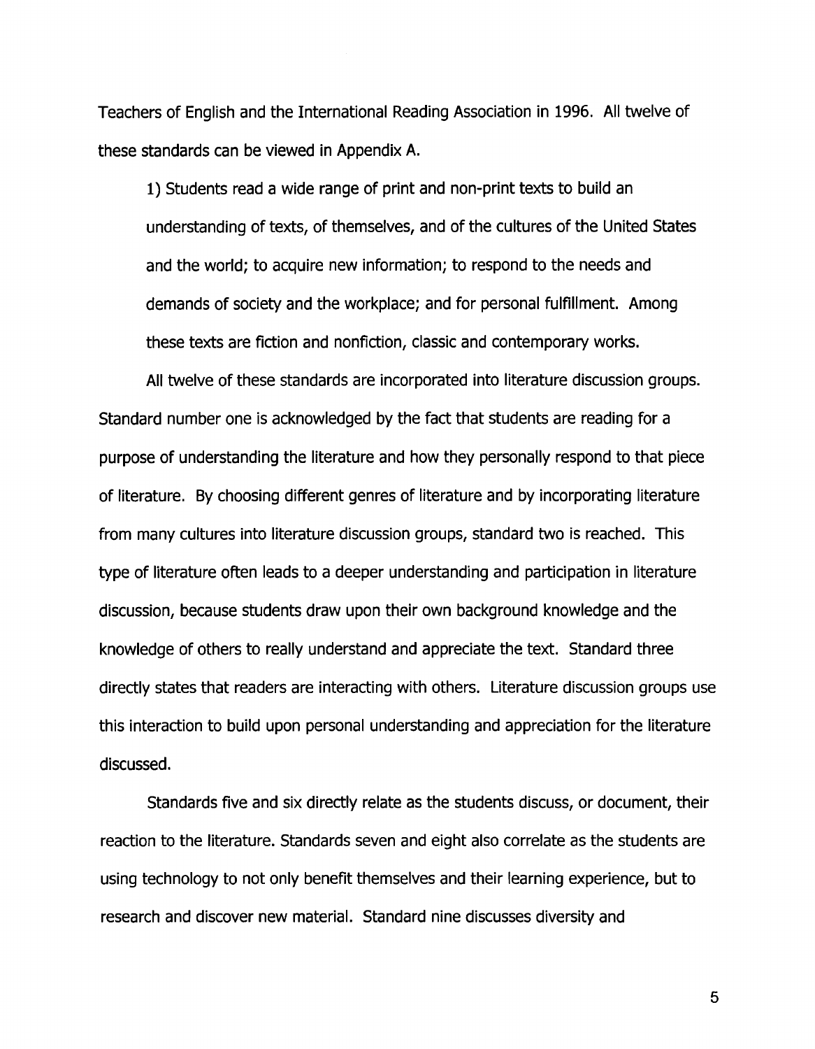Teachers of English and the International Reading Association in 1996. All twelve of these standards can be viewed in Appendix A.

1) Students read a wide range of print and non-print texts to build an understanding of texts, of themselves, and of the cultures of the United States and the world; to acquire new information; to respond to the needs and demands of society and the workplace; and for personal fulfillment. Among these texts are fiction and nonfiction, classic and contemporary works.

All twelve of these standards are incorporated into literature discussion groups. Standard number one is acknowledged by the fact that students are reading for a purpose of understanding the literature and how they personally respond to that piece of literature. By choosing different genres of literature and by incorporating literature from many cultures into literature discussion groups, standard two is reached. This type of literature often leads to a deeper understanding and participation in literature discussion, because students draw upon their own background knowledge and the knowledge of others to really understand and appreciate the text. Standard three directly states that readers are interacting with others. Literature discussion groups use this interaction to build upon personal understanding and appreciation for the literature discussed.

Standards five and six directly relate as the students discuss, or document, their reaction to the literature. Standards seven and eight also correlate as the students are using technology to not only benefit themselves and their learning experience, but to research and discover new material. Standard nine discusses diversity and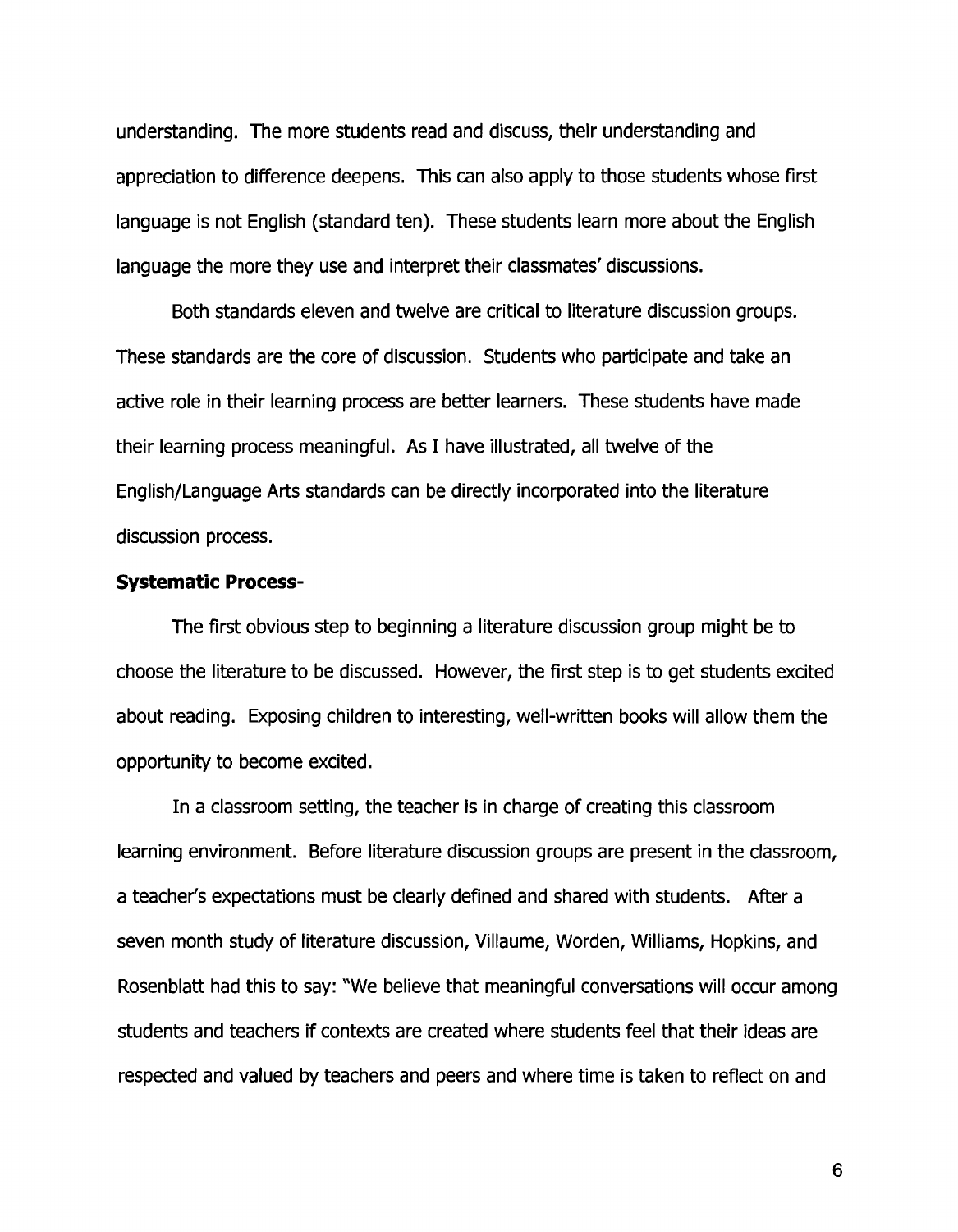understanding. The more students read and discuss, their understanding and appreciation to difference deepens. This can also apply to those students whose first language is not English (standard ten). These students learn more about the English language the more they use and interpret their classmates' discussions.

Both standards eleven and twelve are critical to literature discussion groups. These standards are the core of discussion. Students who participate and take an active role in their learning process are better learners. These students have made their learning process meaningful. As I have illustrated, all twelve of the English/Language Arts standards can be directly incorporated into the literature discussion process.

**Systematic Process-**

The first obvious step to beginning a literature discussion group might be to choose the literature to be discussed. However, the first step is to get students excited about reading. Exposing children to interesting, well-written books will allow them the opportunity to become excited.

In a classroom setting, the teacher is in charge of creating this classroom learning environment. Before literature discussion groups are present in the classroom, a teacher's expectations must be clearly defined and shared with students. After a seven month study of literature discussion, Villaume, Worden, Williams, Hopkins, and Rosenblatt had this to say: "We believe that meaningful conversations will occur among students and teachers if contexts are created where students feel that their ideas are respected and valued by teachers and peers and where time is taken to reflect on and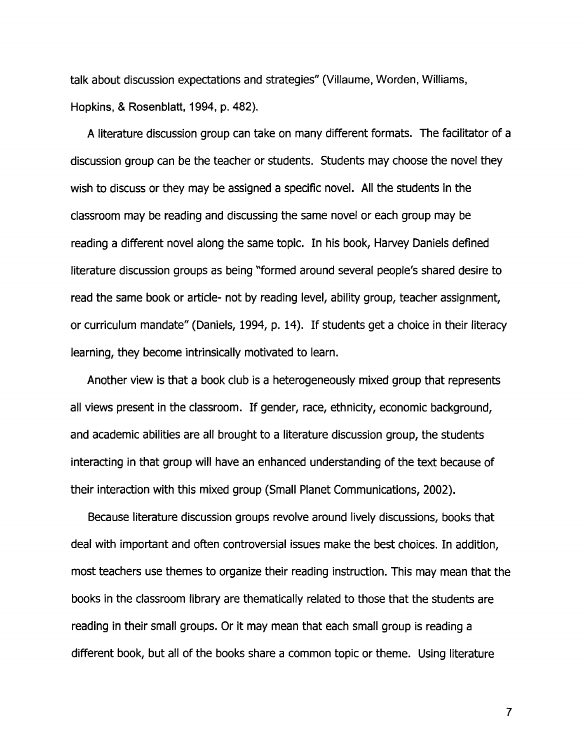talk about discussion expectations and strategies" (Villaume, Worden, Williams, Hopkins, & Rosenblatt, 1994, p. 482).

A literature discussion group can take on many different formats. The facilitator of a discussion group can be the teacher or students. Students may choose the novel they wish to discuss or they may be assigned a specific novel. All the students in the classroom may be reading and discussing the same novel or each group may be reading a different novel along the same topic. In his book, Harvey Daniels defined literature discussion groups as being "formed around several people's shared desire to read the same book or article- not by reading level, ability group, teacher assignment, or curriculum mandate" (Daniels, 1994, p. 14). If students get a choice in their literacy learning, they become intrinsically motivated to learn.

Another view is that a book club is a heterogeneously mixed group that represents all views present in the classroom. If gender, race, ethnicity, economic background, and academic abilities are all brought to a literature discussion group, the students interacting in that group will have an enhanced understanding of the text because of their interaction with this mixed group (Small Planet Communications, 2002).

Because literature discussion groups revolve around lively discussions, books that deal with important and often controversial issues make the best choices. In addition, most teachers use themes to organize their reading instruction. This may mean that the books in the classroom library are thematically related to those that the students are reading in their small groups. Or it may mean that each small group is reading a different book, but all of the books share a common topic or theme. Using literature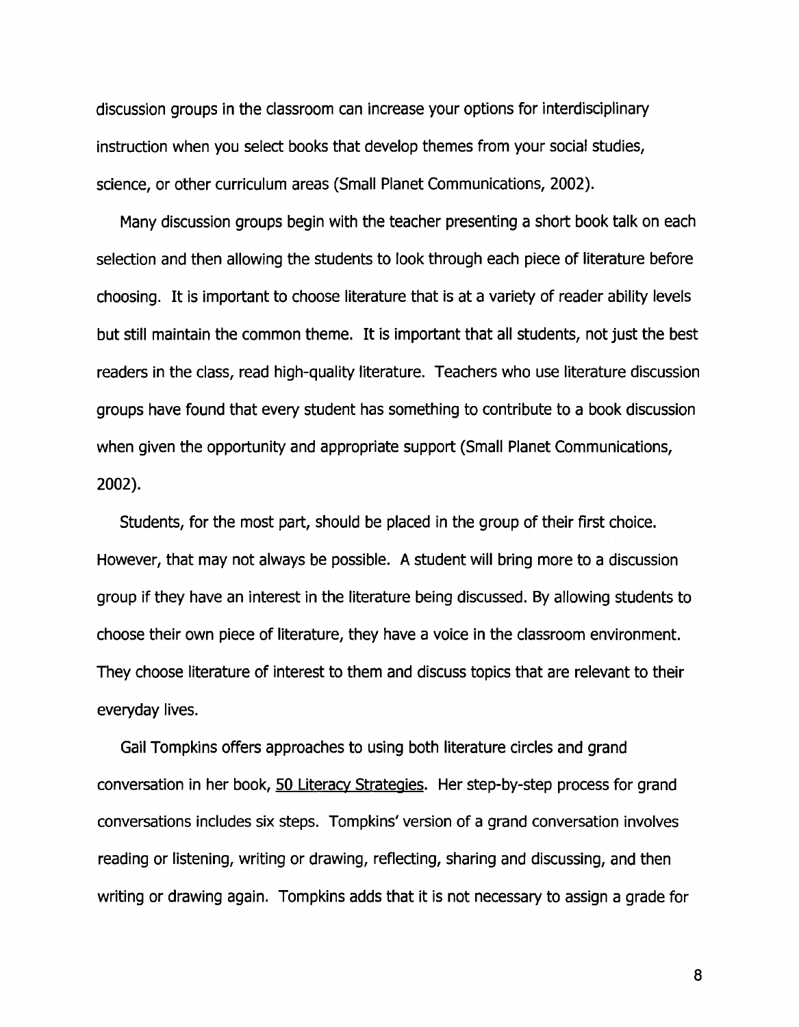discussion groups in the classroom can increase your options for interdisciplinary instruction when you select books that develop themes from your social studies, science, or other curriculum areas (Small Planet Communications, 2002).

Many discussion groups begin with the teacher presenting a short book talk on each selection and then allowing the students to look through each piece of literature before choosing. It is important to choose literature that is at a variety of reader ability levels but still maintain the common theme. It is important that all students, not just the best readers in the class, read high-quality literature. Teachers who use literature discussion groups have found that every student has something to contribute to a book discussion when given the opportunity and appropriate support (Small Planet Communications, 2002).

Students, for the most part, should be placed in the group of their first choice. However, that may not always be possible. A student will bring more to a discussion group if they have an interest in the literature being discussed. By allowing students to choose their own piece of literature, they have a voice in the classroom environment. They choose literature of interest to them and discuss topics that are relevant to their everyday lives.

Gail Tompkins offers approaches to using both literature circles and grand conversation in her book, 50 Literacy Strategies. Her step-by-step process for grand conversations includes six steps. Tompkins' version of a grand conversation involves reading or listening, writing or drawing, reflecting, sharing and discussing, and then writing or drawing again. Tompkins adds that it is not necessary to assign a grade for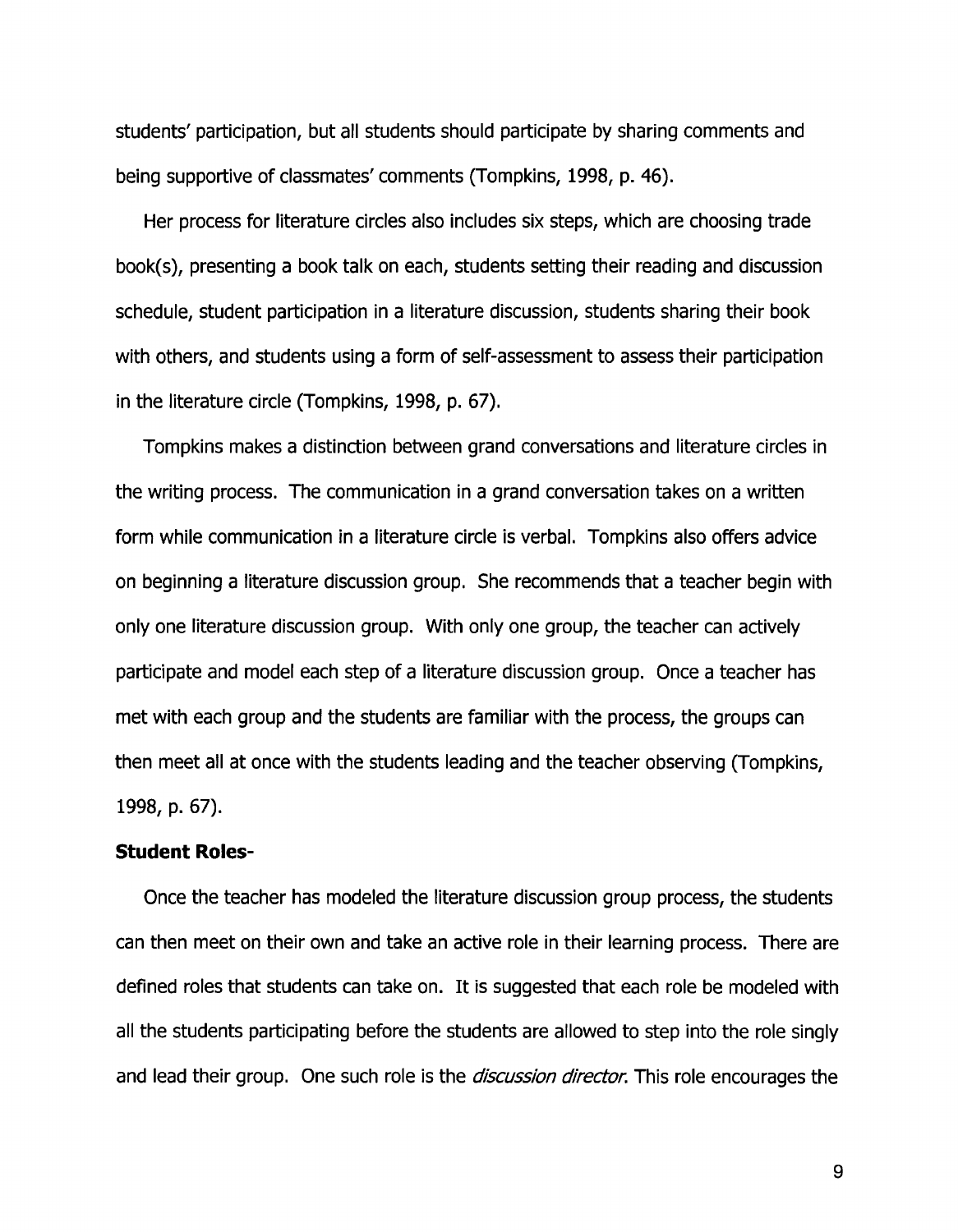students' participation, but all students should participate by sharing comments and being supportive of classmates' comments (Tompkins, 1998, p. 46).

Her process for literature circles also includes six steps, which are choosing trade book(s), presenting a book talk on each, students setting their reading and discussion schedule, student participation in a literature discussion, students sharing their book with others, and students using a form of self-assessment to assess their participation in the literature circle (Tompkins, 1998, p. 67).

Tompkins makes a distinction between grand conversations and literature circles in the writing process. The communication in a grand conversation takes on a written form while communication in a literature circle is verbal. Tompkins also offers advice on beginning a literature discussion group. She recommends that a teacher begin with only one literature discussion group. With only one group, the teacher can actively participate and model each step of a literature discussion group. Once a teacher has met with each group and the students are familiar with the process, the groups can then meet all at once with the students leading and the teacher observing (Tompkins, 1998, p. 67).

**Student Roles-**

Once the teacher has modeled the literature discussion group process, the students can then meet on their own and take an active role in their learning process. There are defined roles that students can take on. It is suggested that each role be modeled with all the students participating before the students are allowed to step into the role singly and lead their group. One such role is the *discussion director*. This role encourages the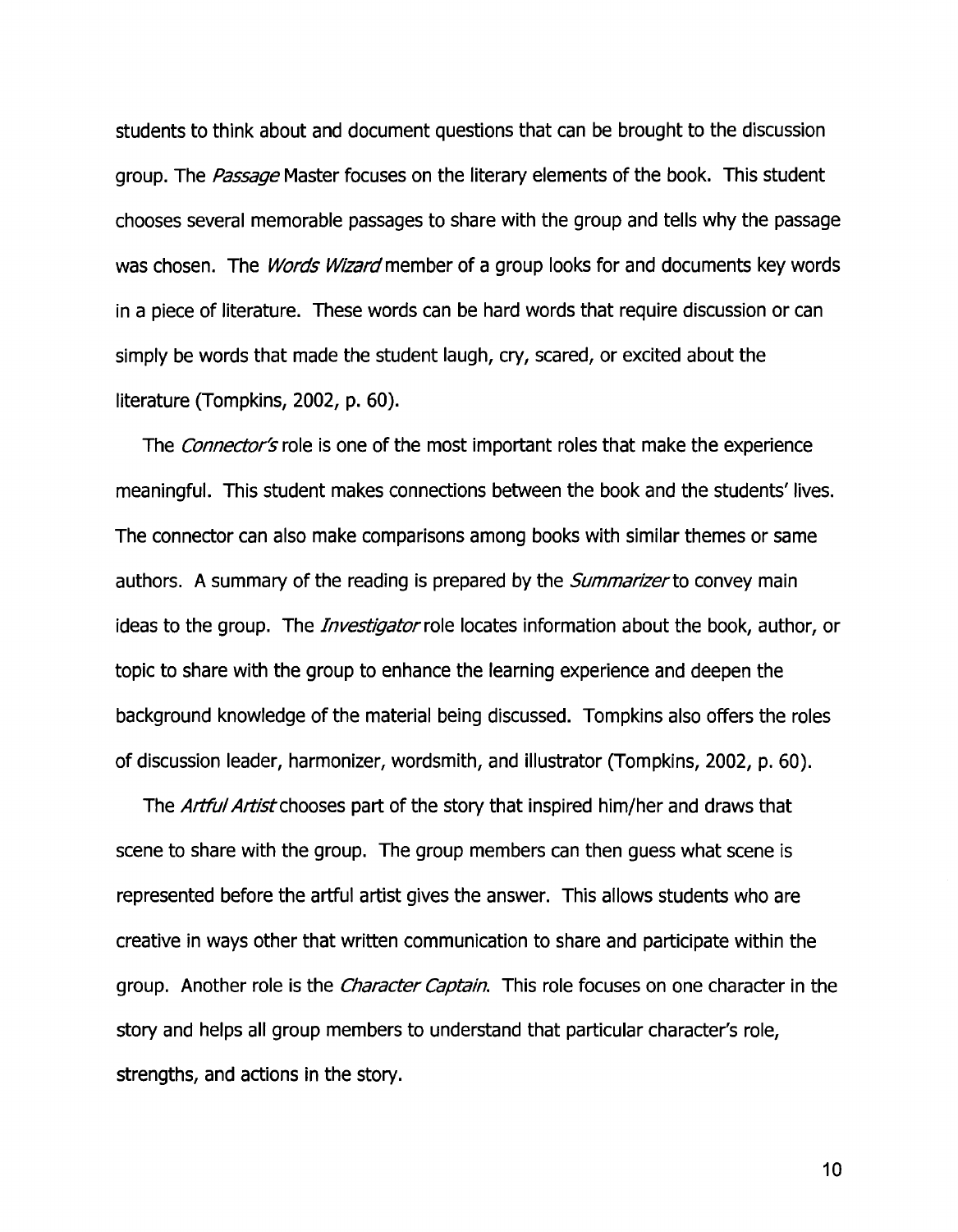students to think about and document questions that can be brought to the discussion group. The *Passage* Master focuses on the literary elements of the book. This student chooses several memorable passages to share with the group and tells why the passage was chosen. The *Words Wizard* member of a group looks for and documents key words in a piece of literature. These words can be hard words that require discussion or can simply be words that made the student laugh, cry, scared, or excited about the literature (Tompkins, 2002, p. 60).

The *Connector's* role is one of the most important roles that make the experience meaningful. This student makes connections between the book and the students' lives. The connector can also make comparisons among books with similar themes or same authors. A summary of the reading is prepared by the *Summarizer* to convey main ideas to the group. The *Investigator* role locates information about the book, author, or topic to share with the group to enhance the learning experience and deepen the background knowledge of the material being discussed. Tompkins also offers the roles of discussion leader, harmonizer, wordsmith, and illustrator (Tompkins, 2002, p. 60).

The *Artful Artist* chooses part of the story that inspired him/her and draws that scene to share with the group. The group members can then guess what scene is represented before the artful artist gives the answer. This allows students who are creative in ways other that written communication to share and participate within the group. Another role is the *Character Captain*. This role focuses on one character in the story and helps all group members to understand that particular character's role, strengths, and actions in the story.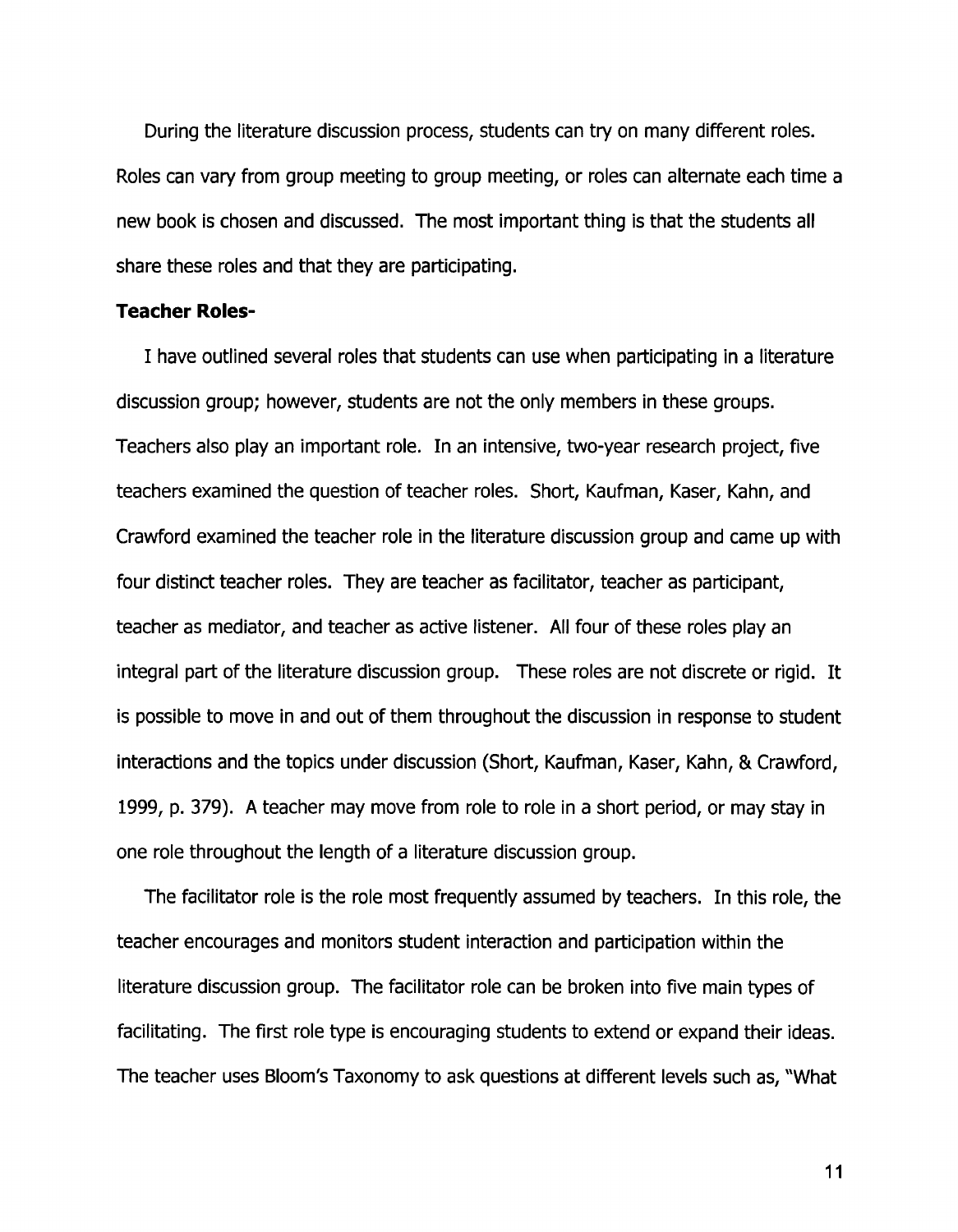During the literature discussion process, students can try on many different roles. Roles can vary from group meeting to group meeting, or roles can alternate each time a new book is chosen and discussed. The most important thing is that the students all share these roles and that they are participating.

**Teacher Roles-**

I have outlined several roles that students can use when participating in a literature discussion group; however, students are not the only members in these groups. Teachers also play an important role. In an intensive, two-year research project, five teachers examined the question of teacher roles. Short, Kaufman, Kaser, Kahn, and Crawford examined the teacher role in the literature discussion group and came up with four distinct teacher roles. They are teacher as facilitator, teacher as participant, teacher as mediator, and teacher as active listener. All four of these roles play an integral part of the literature discussion group. These roles are not discrete or rigid. It is possible to move in and out of them throughout the discussion in response to student interactions and the topics under discussion (Short, Kaufman, Kaser, Kahn, & Crawford, 1999, p. 379). A teacher may move from role to role in a short period, or may stay in one role throughout the length of a literature discussion group.

The facilitator role is the role most frequently assumed by teachers. In this role, the teacher encourages and monitors student interaction and participation within the literature discussion group. The facilitator role can be broken into five main types of facilitating. The first role type is encouraging students to extend or expand their ideas. The teacher uses Bloom's Taxonomy to ask questions at different levels such as, "What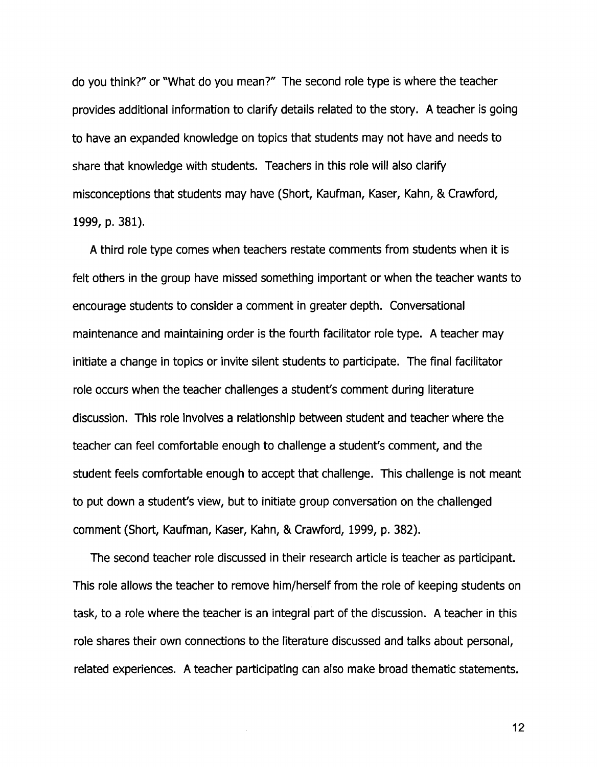do you think?" or "What do you mean?" The second role type is where the teacher provides additional information to clarify details related to the story. A teacher is going to have an expanded knowledge on topics that students may not have and needs to share that knowledge with students. Teachers in this role will also clarify misconceptions that students may have (Short, Kaufman, Kaser, Kahn, & Crawford, 1999, p. 381).

A third role type comes when teachers restate comments from students when it is felt others in the group have missed something important or when the teacher wants to encourage students to consider a comment in greater depth. Conversational maintenance and maintaining order is the fourth facilitator role type. A teacher may initiate a change in topics or invite silent students to participate. The final facilitator role occurs when the teacher challenges a student's comment during literature discussion. This role involves a relationship between student and teacher where the teacher can feel comfortable enough to challenge a student's comment, and the student feels comfortable enough to accept that challenge. This challenge is not meant to put down a student's view, but to initiate group conversation on the challenged comment (Short, Kaufman, Kaser, Kahn, & Crawford, 1999, p. 382).

The second teacher role discussed in their research article is teacher as participant. This role allows the teacher to remove him/herself from the role of keeping students on task, to a role where the teacher is an integral part of the discussion. A teacher in this role shares their own connections to the literature discussed and talks about personal, related experiences. A teacher participating can also make broad thematic statements.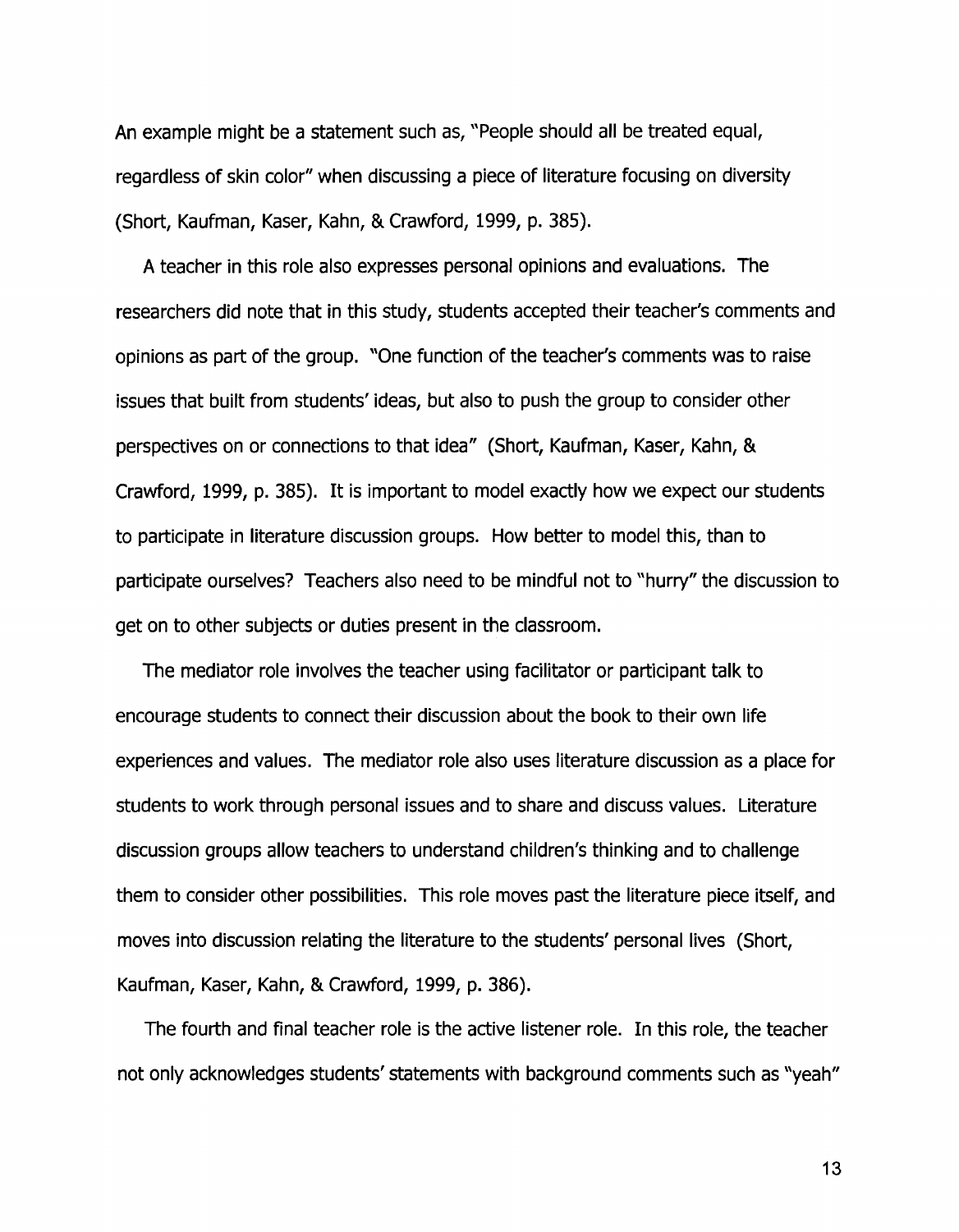An example might be a statement such as, "People should all be treated equal, regardless of skin color" when discussing a piece of literature focusing on diversity (Short, Kaufman, Kaser, Kahn, & Crawford, 1999, p. 385).

A teacher in this role also expresses personal opinions and evaluations. The researchers did note that in this study, students accepted their teacher's comments and opinions as part of the group. "One function of the teacher's comments was to raise issues that built from students' ideas, but also to push the group to consider other perspectives on or connections to that idea" (Short, Kaufman, Kaser, Kahn, & Crawford, 1999, p. 385). It is important to model exactly how we expect our students to participate in literature discussion groups. How better to model this, than to participate ourselves? Teachers also need to be mindful not to "hurry" the discussion to get on to other subjects or duties present in the classroom.

The mediator role involves the teacher using facilitator or participant talk to encourage students to connect their discussion about the book to their own life experiences and values. The mediator role also uses literature discussion as a place for students to work through personal issues and to share and discuss values. Literature discussion groups allow teachers to understand children's thinking and to challenge them to consider other possibilities. This role moves past the literature piece itself, and moves into discussion relating the literature to the students' personal lives (Short, Kaufman, Kaser, Kahn, & Crawford, 1999, p. 386).

The fourth and final teacher role is the active listener role. In this role, the teacher not only acknowledges students' statements with background comments such as "yeah"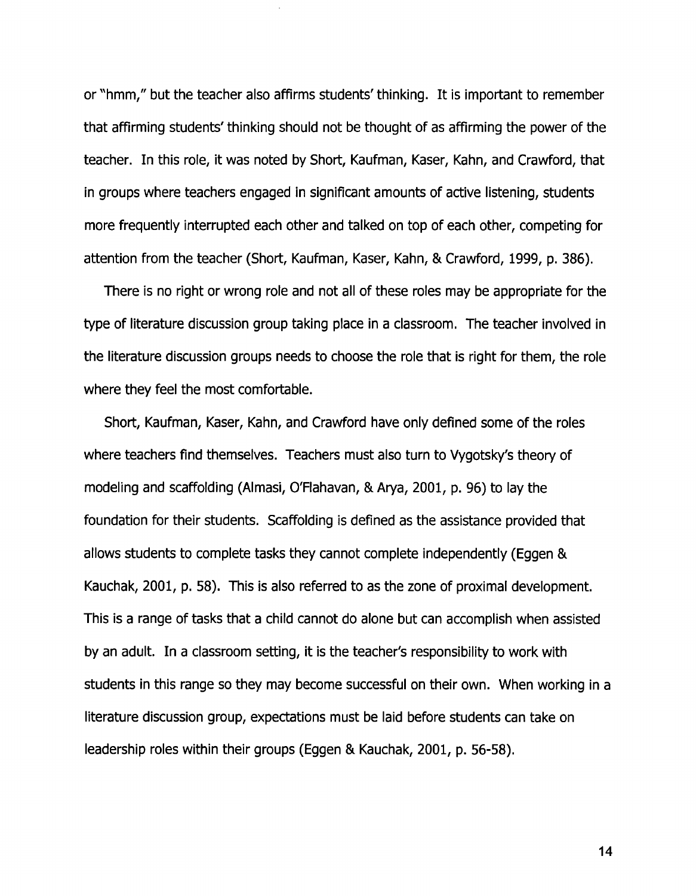or "hmm," but the teacher also affirms students' thinking. It is important to remember that affirming students' thinking should not be thought of as affirming the power of the teacher. In this role, it was noted by Short, Kaufman, Kaser, Kahn, and Crawford, that in groups where teachers engaged in significant amounts of active listening, students more frequently interrupted each other and talked on top of each other, competing for attention from the teacher (Short, Kaufman, Kaser, Kahn, & Crawford, 1999, p. 386).

There is no right or wrong role and not all of these roles may be appropriate for the type of literature discussion group taking place in a classroom. The teacher involved in the literature discussion groups needs to choose the role that is right for them, the role where they feel the most comfortable.

Short, Kaufman, Kaser, Kahn, and Crawford have only defined some of the roles where teachers find themselves. Teachers must also turn to Vygotsky's theory of modeling and scaffolding (Almasi, O'Flahavan, & Arya, 2001, p. 96) to lay the foundation for their students. Scaffolding is defined as the assistance provided that allows students to complete tasks they cannot complete independently (Eggen & Kauchak, 2001, p. 58). This is also referred to as the zone of proximal development. This is a range of tasks that a child cannot do alone but can accomplish when assisted by an adult. In a classroom setting, it is the teacher's responsibility to work with students in this range so they may become successful on their own. When working in a literature discussion group, expectations must be laid before students can take on leadership roles within their groups (Eggen & Kauchak, 2001, p. 56-58).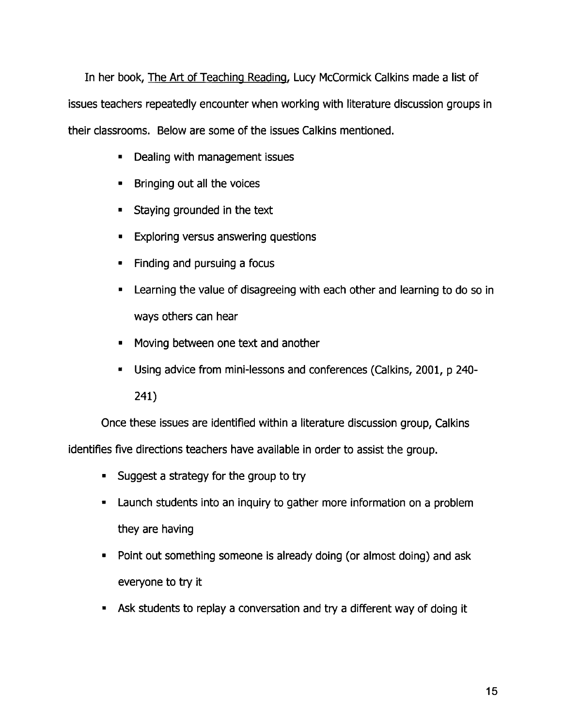In her book, The Art of Teaching Reading, Lucy McCormick Calkins made a list of issues teachers repeatedly encounter when working with literature discussion groups in their classrooms. Below are some of the issues Calkins mentioned.

- Dealing with management issues
- Bringing out all the voices
- Staying grounded in the text
- Exploring versus answering questions
- Finding and pursuing a focus
- Learning the value of disagreeing with each other and learning to do so in ways others can hear
- Moving between one text and another
- Using advice from mini-lessons and conferences (Calkins, 2001, p 240-241)

Once these issues are identified within a literature discussion group, Calkins identifies five directions teachers have available in order to assist the group.

- Suggest a strategy for the group to try
- Launch students into an inquiry to gather more information on a problem they are having
- Point out something someone is already doing (or almost doing) and ask everyone to try it
- Ask students to replay a conversation and try a different way of doing it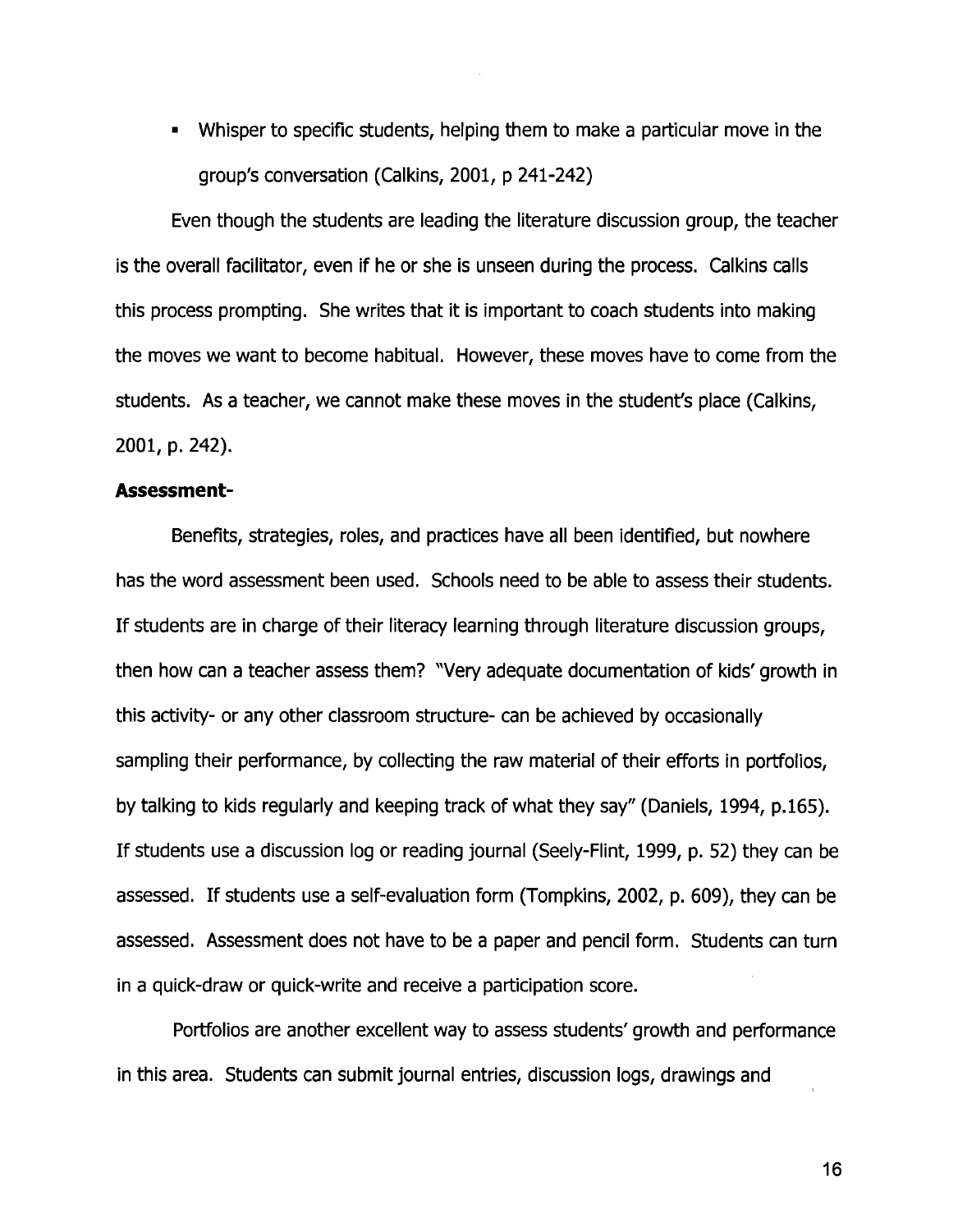- Whisper to specific students, helping them to make a particular move in the group's conversation (Calkins, 2001, p 241-242)

Even though the students are leading the literature discussion group, the teacher is the overall facilitator, even if he or she is unseen during the process. Calkins calls this process prompting. She writes that it is important to coach students into making the moves we want to become habitual. However, these moves have to come from the students. As a teacher, we cannot make these moves in the student's place (Calkins, 2001, p. 242).

**Assessment-**

Benefits, strategies, roles, and practices have all been identified, but nowhere has the word assessment been used. Schools need to be able to assess their students. If students are in charge of their literacy learning through literature discussion groups, then how can a teacher assess them? "Very adequate documentation of kids' growth in this activity- or any other classroom structure- can be achieved by occasionally sampling their performance, by collecting the raw material of their efforts in portfolios, by talking to kids regularly and keeping track of what they say" (Daniels, 1994, p.165). If students use a discussion log or reading journal (Seely-Flint, 1999, p. 52) they can be assessed. If students use a self-evaluation form (Tompkins, 2002, p. 609), they can be assessed. Assessment does not have to be a paper and pencil form. Students can turn in a quick-draw or quick-write and receive a participation score.

Portfolios are another excellent way to assess students' growth and performance in this area. Students can submit journal entries, discussion logs, drawings and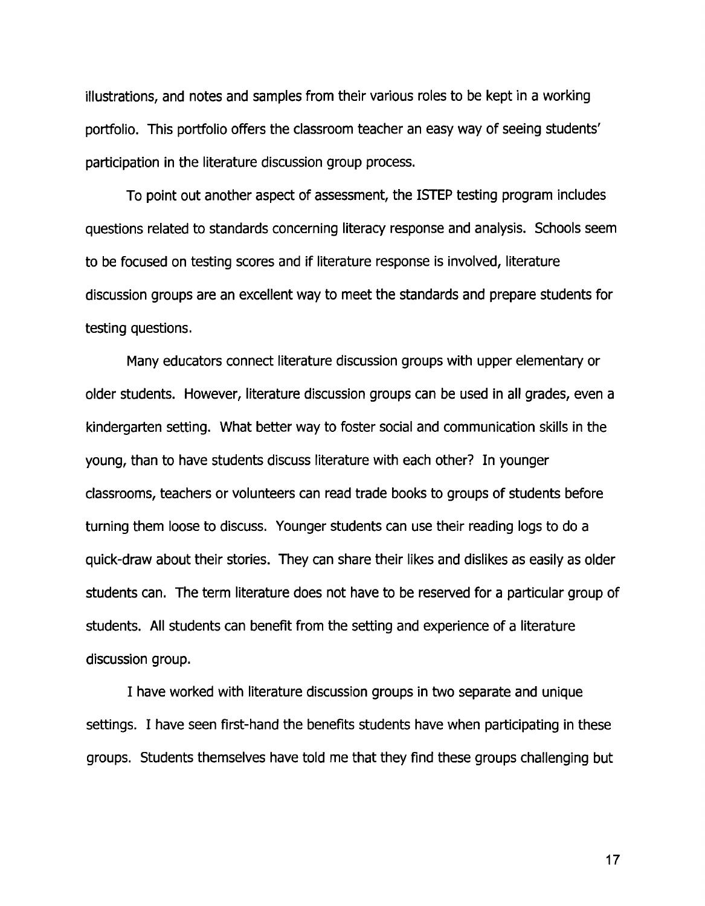illustrations, and notes and samples from their various roles to be kept in a working portfolio. This portfolio offers the classroom teacher an easy way of seeing students' participation in the literature discussion group process.

To point out another aspect of assessment, the ISTEP testing program includes questions related to standards concerning literacy response and analysis. Schools seem to be focused on testing scores and if literature response is involved, literature discussion groups are an excellent way to meet the standards and prepare students for testing questions.

Many educators connect literature discussion groups with upper elementary or older students. However, literature discussion groups can be used in all grades, even a kindergarten setting. What better way to foster social and communication skills in the young, than to have students discuss literature with each other? In younger classrooms, teachers or volunteers can read trade books to groups of students before turning them loose to discuss. Younger students can use their reading logs to do a quick-draw about their stories. They can share their likes and dislikes as easily as older students can. The term literature does not have to be reserved for a particular group of students. All students can benefit from the setting and experience of a literature discussion group.

I have worked with literature discussion groups in two separate and unique settings. I have seen first-hand the benefits students have when participating in these groups. Students themselves have told me that they find these groups challenging but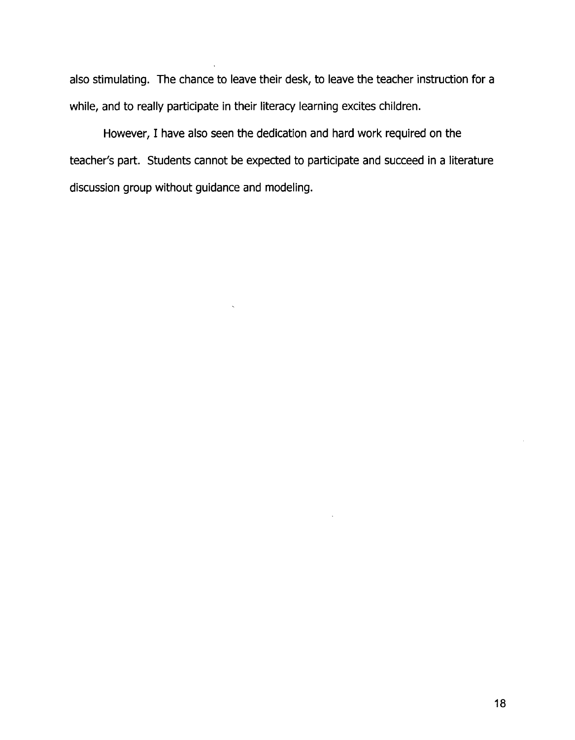also stimulating. The chance to leave their desk, to leave the teacher instruction for a while, and to really participate in their literacy learning excites children.

However, I have also seen the dedication and hard work required on the teacher's part. Students cannot be expected to participate and succeed in a literature discussion group without guidance and modeling.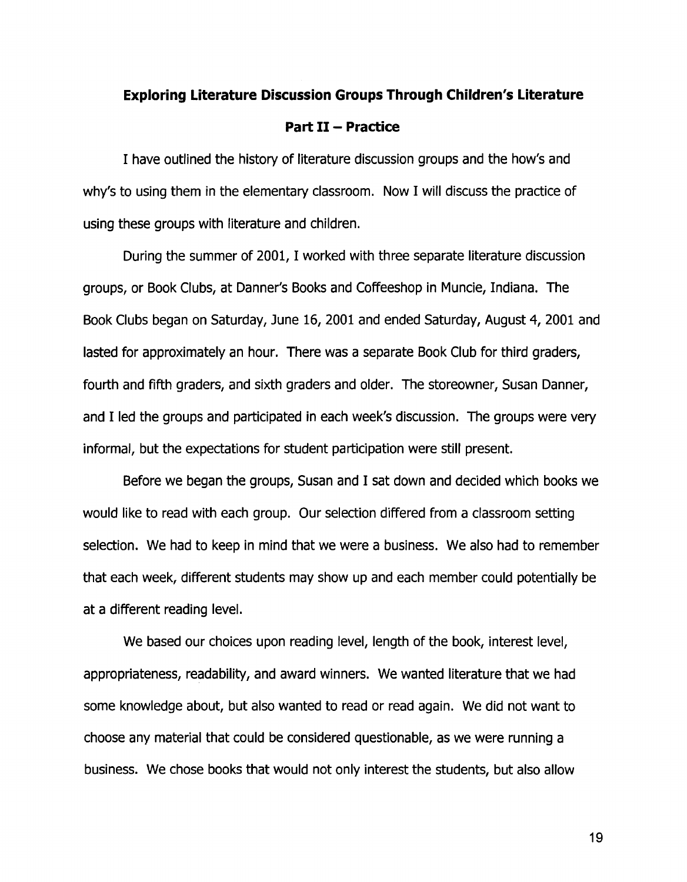## Exploring Literature Discussion Groups Through Children's Literature

### Part II – Practice

I have outlined the history of literature discussion groups and the how's and why's to using them in the elementary classroom. Now I will discuss the practice of using these groups with literature and children.

During the summer of 2001, I worked with three separate literature discussion groups, or Book Clubs, at Danner's Books and Coffeeshop in Muncie, Indiana. The Book Clubs began on Saturday, June 16, 2001 and ended Saturday, August 4, 2001 and lasted for approximately an hour. There was a separate Book Club for third graders, fourth and fifth graders, and sixth graders and older. The storeowner, Susan Danner, and I led the groups and participated in each week's discussion. The groups were very informal, but the expectations for student participation were still present.

Before we began the groups, Susan and I sat down and decided which books we would like to read with each group. Our selection differed from a classroom setting selection. We had to keep in mind that we were a business. We also had to remember that each week, different students may show up and each member could potentially be at a different reading level.

We based our choices upon reading level, length of the book, interest level, appropriateness, readability, and award winners. We wanted literature that we had some knowledge about, but also wanted to read or read again. We did not want to choose any material that could be considered questionable, as we were running a business. We chose books that would not only interest the students, but also allow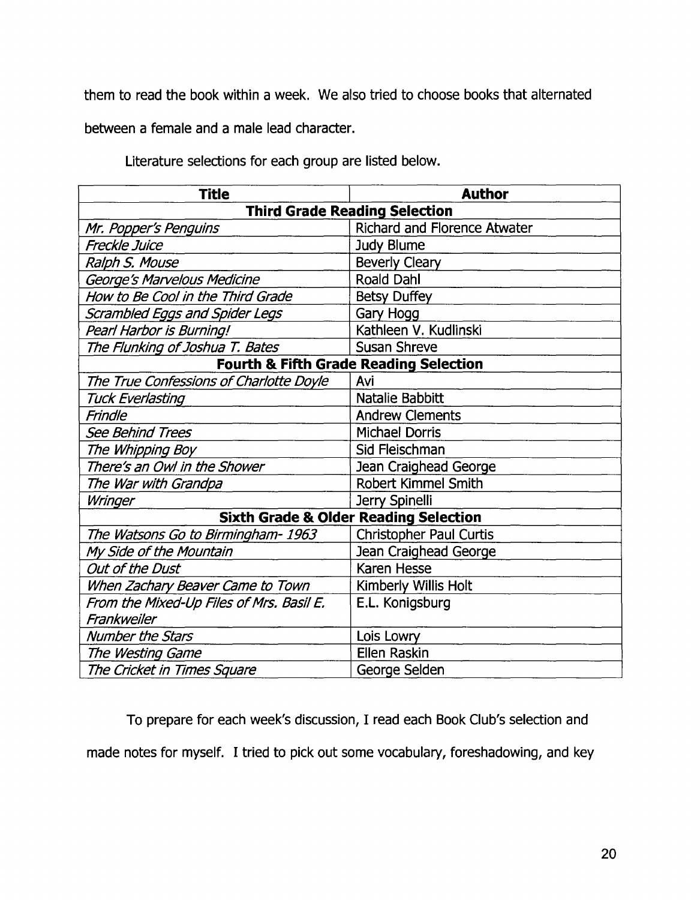them to read the book within a week. We also tried to choose books that alternated between a female and a male lead character.

Literature selections for each group are listed below.

| **Title** | **Author** |
|---|---|
| **Third Grade Reading Selection** | |
| *Mr. Popper's Penguins* | Richard and Florence Atwater |
| *Freckle Juice* | Judy Blume |
| *Ralph S. Mouse* | Beverly Cleary |
| *George's Marvelous Medicine* | Roald Dahl |
| *How to Be Cool in the Third Grade* | Betsy Duffey |
| *Scrambled Eggs and Spider Legs* | Gary Hogg |
| *Pearl Harbor is Burning!* | Kathleen V. Kudlinski |
| *The Flunking of Joshua T. Bates* | Susan Shreve |
| **Fourth & Fifth Grade Reading Selection** | |
| *The True Confessions of Charlotte Doyle* | Avi |
| *Tuck Everlasting* | Natalie Babbitt |
| *Frindle* | Andrew Clements |
| *See Behind Trees* | Michael Dorris |
| *The Whipping Boy* | Sid Fleischman |
| *There's an Owl in the Shower* | Jean Craighead George |
| *The War with Grandpa* | Robert Kimmel Smith |
| *Wringer* | Jerry Spinelli |
| **Sixth Grade & Older Reading Selection** | |
| *The Watsons Go to Birmingham- 1963* | Christopher Paul Curtis |
| *My Side of the Mountain* | Jean Craighead George |
| *Out of the Dust* | Karen Hesse |
| *When Zachary Beaver Came to Town* | Kimberly Willis Holt |
| *From the Mixed-Up Files of Mrs. Basil E. Frankweiler* | E.L. Konigsburg |
| *Number the Stars* | Lois Lowry |
| *The Westing Game* | Ellen Raskin |
| *The Cricket in Times Square* | George Selden |

To prepare for each week's discussion, I read each Book Club's selection and made notes for myself. I tried to pick out some vocabulary, foreshadowing, and key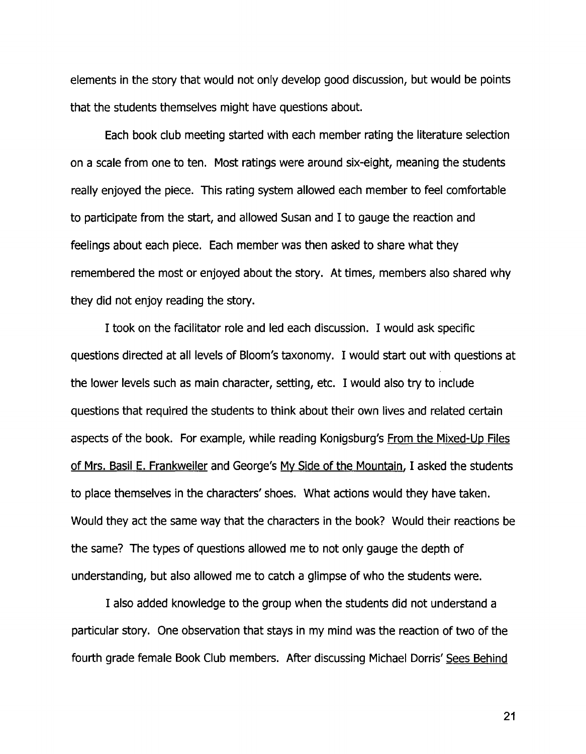elements in the story that would not only develop good discussion, but would be points that the students themselves might have questions about.

Each book club meeting started with each member rating the literature selection on a scale from one to ten. Most ratings were around six-eight, meaning the students really enjoyed the piece. This rating system allowed each member to feel comfortable to participate from the start, and allowed Susan and I to gauge the reaction and feelings about each piece. Each member was then asked to share what they remembered the most or enjoyed about the story. At times, members also shared why they did not enjoy reading the story.

I took on the facilitator role and led each discussion. I would ask specific questions directed at all levels of Bloom's taxonomy. I would start out with questions at the lower levels such as main character, setting, etc. I would also try to include questions that required the students to think about their own lives and related certain aspects of the book. For example, while reading Konigsburg's From the Mixed-Up Files of Mrs. Basil E. Frankweiler and George's My Side of the Mountain, I asked the students to place themselves in the characters' shoes. What actions would they have taken. Would they act the same way that the characters in the book? Would their reactions be the same? The types of questions allowed me to not only gauge the depth of understanding, but also allowed me to catch a glimpse of who the students were.

I also added knowledge to the group when the students did not understand a particular story. One observation that stays in my mind was the reaction of two of the fourth grade female Book Club members. After discussing Michael Dorris' Sees Behind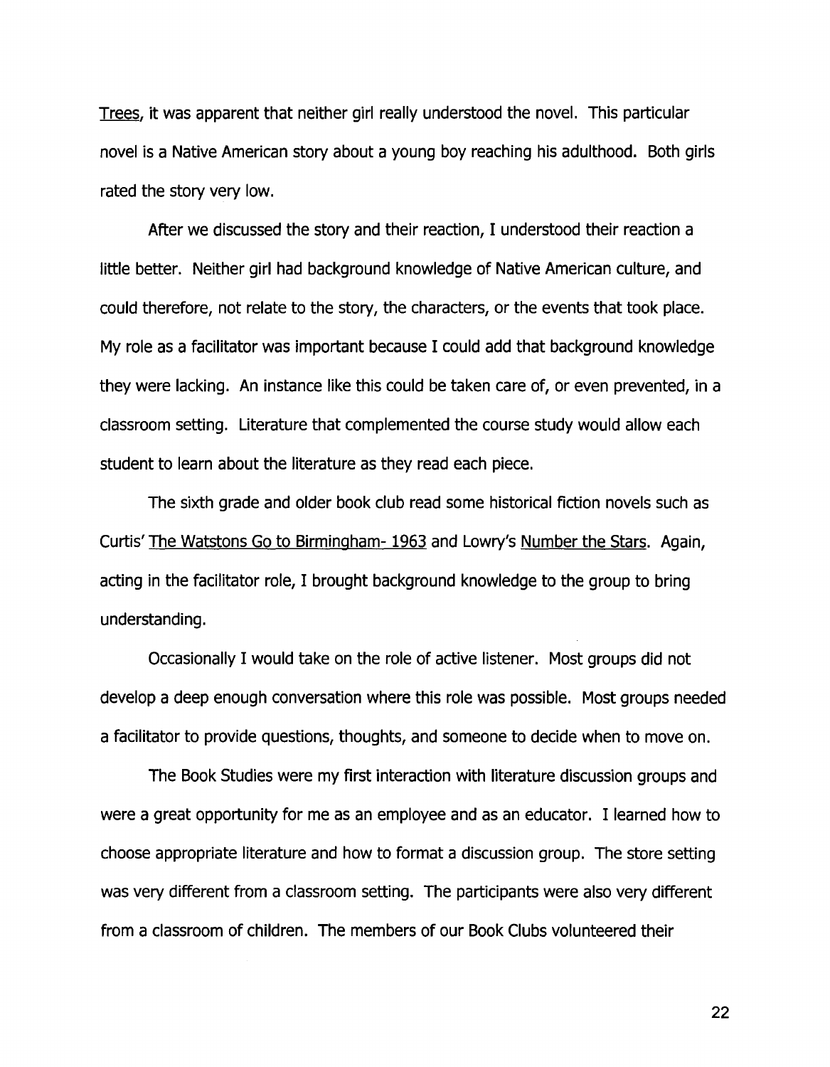Trees, it was apparent that neither girl really understood the novel. This particular novel is a Native American story about a young boy reaching his adulthood. Both girls rated the story very low.

After we discussed the story and their reaction, I understood their reaction a little better. Neither girl had background knowledge of Native American culture, and could therefore, not relate to the story, the characters, or the events that took place. My role as a facilitator was important because I could add that background knowledge they were lacking. An instance like this could be taken care of, or even prevented, in a classroom setting. Literature that complemented the course study would allow each student to learn about the literature as they read each piece.

The sixth grade and older book club read some historical fiction novels such as Curtis' The Watstons Go to Birmingham- 1963 and Lowry's Number the Stars. Again, acting in the facilitator role, I brought background knowledge to the group to bring understanding.

Occasionally I would take on the role of active listener. Most groups did not develop a deep enough conversation where this role was possible. Most groups needed a facilitator to provide questions, thoughts, and someone to decide when to move on.

The Book Studies were my first interaction with literature discussion groups and were a great opportunity for me as an employee and as an educator. I learned how to choose appropriate literature and how to format a discussion group. The store setting was very different from a classroom setting. The participants were also very different from a classroom of children. The members of our Book Clubs volunteered their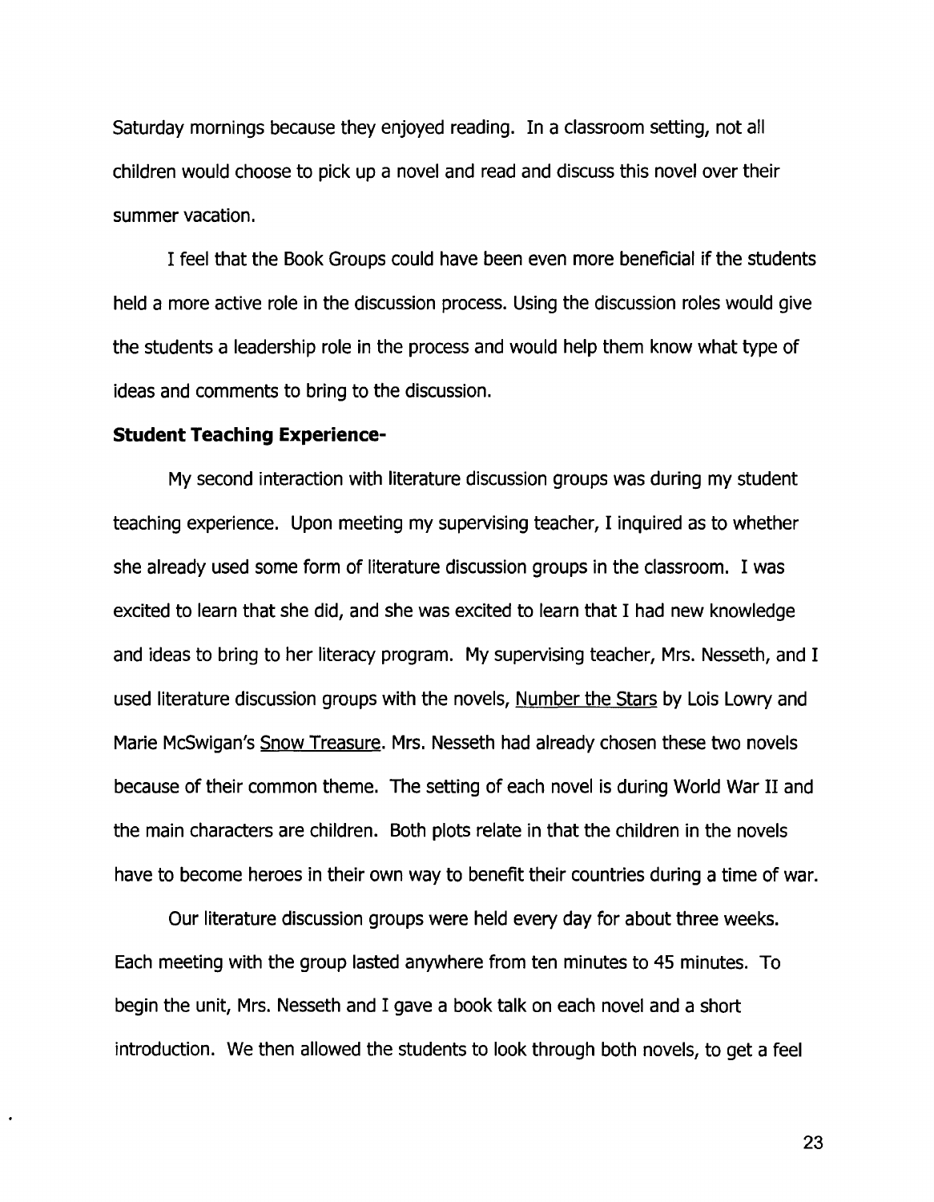Saturday mornings because they enjoyed reading. In a classroom setting, not all children would choose to pick up a novel and read and discuss this novel over their summer vacation.

I feel that the Book Groups could have been even more beneficial if the students held a more active role in the discussion process. Using the discussion roles would give the students a leadership role in the process and would help them know what type of ideas and comments to bring to the discussion.

**Student Teaching Experience-**

My second interaction with literature discussion groups was during my student teaching experience. Upon meeting my supervising teacher, I inquired as to whether she already used some form of literature discussion groups in the classroom. I was excited to learn that she did, and she was excited to learn that I had new knowledge and ideas to bring to her literacy program. My supervising teacher, Mrs. Nesseth, and I used literature discussion groups with the novels, Number the Stars by Lois Lowry and Marie McSwigan's Snow Treasure. Mrs. Nesseth had already chosen these two novels because of their common theme. The setting of each novel is during World War II and the main characters are children. Both plots relate in that the children in the novels have to become heroes in their own way to benefit their countries during a time of war.

Our literature discussion groups were held every day for about three weeks. Each meeting with the group lasted anywhere from ten minutes to 45 minutes. To begin the unit, Mrs. Nesseth and I gave a book talk on each novel and a short introduction. We then allowed the students to look through both novels, to get a feel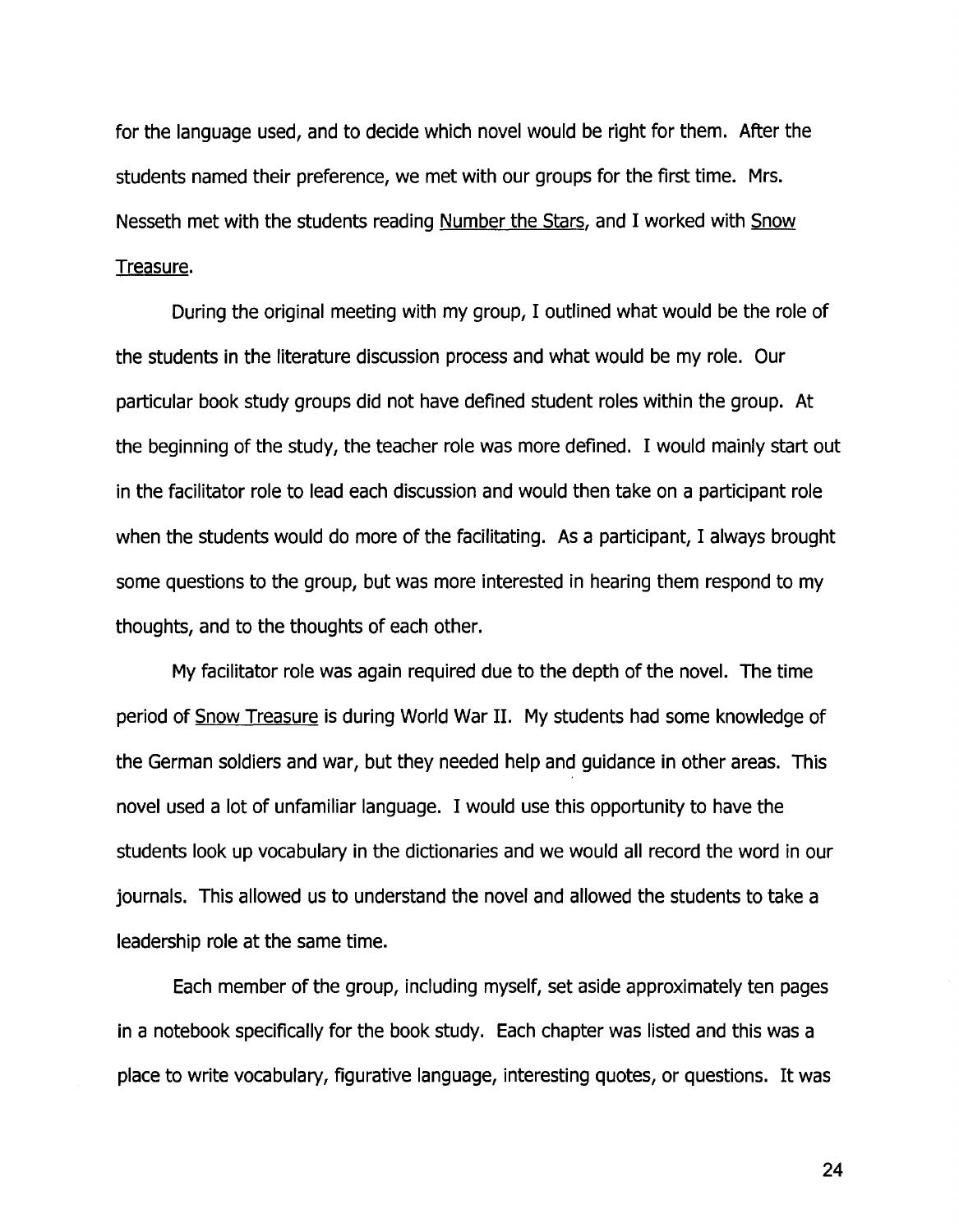for the language used, and to decide which novel would be right for them. After the students named their preference, we met with our groups for the first time. Mrs. Nesseth met with the students reading Number the Stars, and I worked with Snow Treasure.

During the original meeting with my group, I outlined what would be the role of the students in the literature discussion process and what would be my role. Our particular book study groups did not have defined student roles within the group. At the beginning of the study, the teacher role was more defined. I would mainly start out in the facilitator role to lead each discussion and would then take on a participant role when the students would do more of the facilitating. As a participant, I always brought some questions to the group, but was more interested in hearing them respond to my thoughts, and to the thoughts of each other.

My facilitator role was again required due to the depth of the novel. The time period of Snow Treasure is during World War II. My students had some knowledge of the German soldiers and war, but they needed help and guidance in other areas. This novel used a lot of unfamiliar language. I would use this opportunity to have the students look up vocabulary in the dictionaries and we would all record the word in our journals. This allowed us to understand the novel and allowed the students to take a leadership role at the same time.

Each member of the group, including myself, set aside approximately ten pages in a notebook specifically for the book study. Each chapter was listed and this was a place to write vocabulary, figurative language, interesting quotes, or questions. It was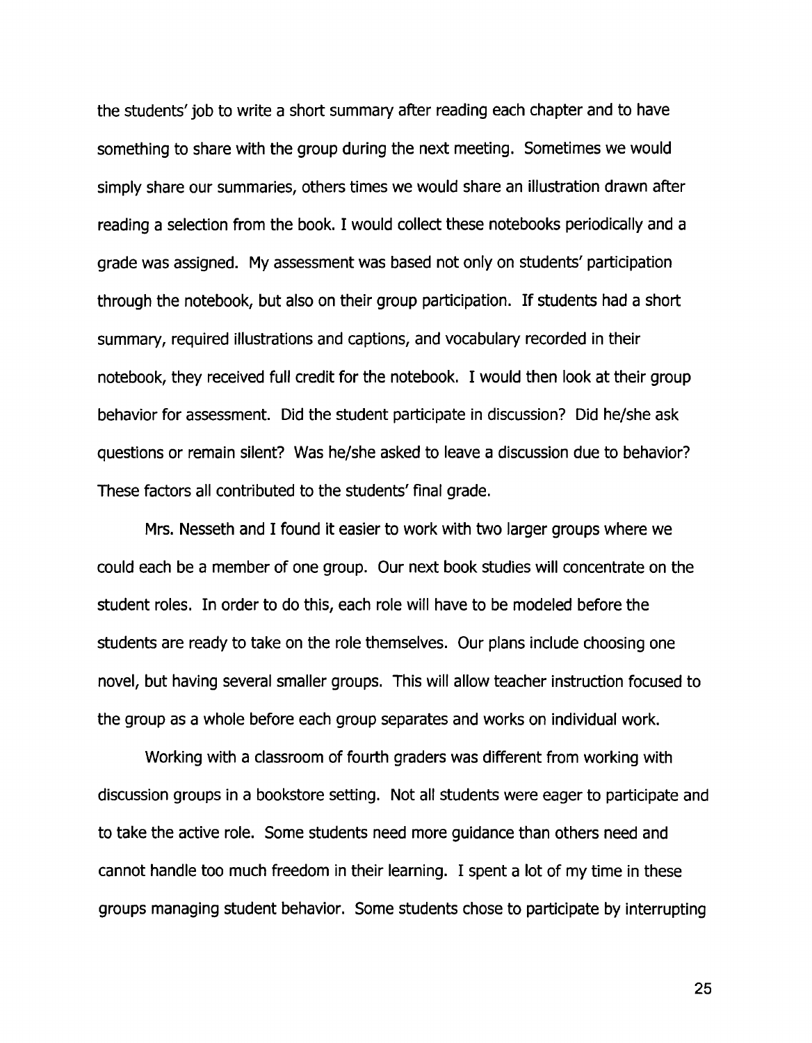the students' job to write a short summary after reading each chapter and to have something to share with the group during the next meeting. Sometimes we would simply share our summaries, others times we would share an illustration drawn after reading a selection from the book. I would collect these notebooks periodically and a grade was assigned. My assessment was based not only on students' participation through the notebook, but also on their group participation. If students had a short summary, required illustrations and captions, and vocabulary recorded in their notebook, they received full credit for the notebook. I would then look at their group behavior for assessment. Did the student participate in discussion? Did he/she ask questions or remain silent? Was he/she asked to leave a discussion due to behavior? These factors all contributed to the students' final grade.

Mrs. Nesseth and I found it easier to work with two larger groups where we could each be a member of one group. Our next book studies will concentrate on the student roles. In order to do this, each role will have to be modeled before the students are ready to take on the role themselves. Our plans include choosing one novel, but having several smaller groups. This will allow teacher instruction focused to the group as a whole before each group separates and works on individual work.

Working with a classroom of fourth graders was different from working with discussion groups in a bookstore setting. Not all students were eager to participate and to take the active role. Some students need more guidance than others need and cannot handle too much freedom in their learning. I spent a lot of my time in these groups managing student behavior. Some students chose to participate by interrupting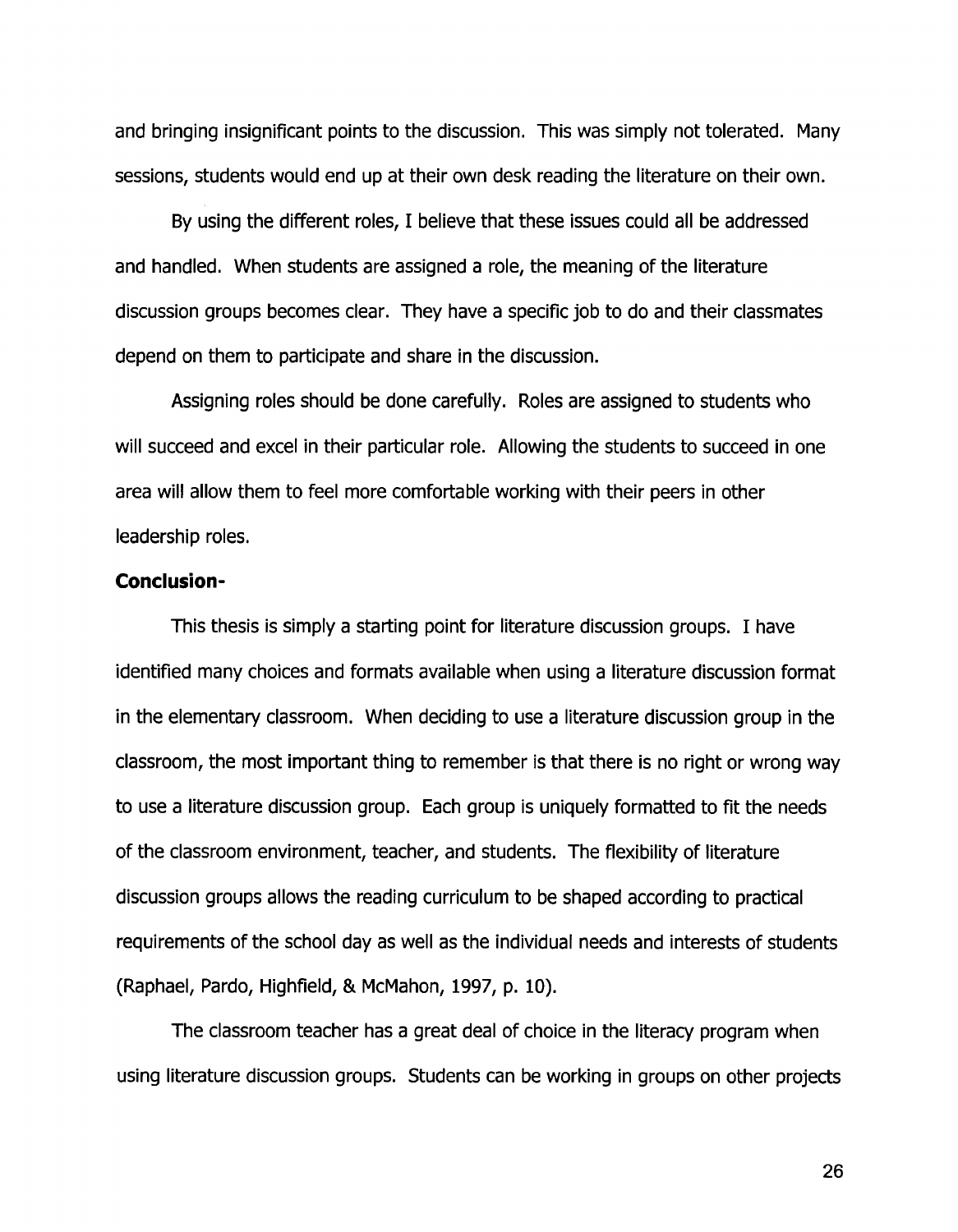and bringing insignificant points to the discussion. This was simply not tolerated. Many sessions, students would end up at their own desk reading the literature on their own.

By using the different roles, I believe that these issues could all be addressed and handled. When students are assigned a role, the meaning of the literature discussion groups becomes clear. They have a specific job to do and their classmates depend on them to participate and share in the discussion.

Assigning roles should be done carefully. Roles are assigned to students who will succeed and excel in their particular role. Allowing the students to succeed in one area will allow them to feel more comfortable working with their peers in other leadership roles.

**Conclusion-**

This thesis is simply a starting point for literature discussion groups. I have identified many choices and formats available when using a literature discussion format in the elementary classroom. When deciding to use a literature discussion group in the classroom, the most important thing to remember is that there is no right or wrong way to use a literature discussion group. Each group is uniquely formatted to fit the needs of the classroom environment, teacher, and students. The flexibility of literature discussion groups allows the reading curriculum to be shaped according to practical requirements of the school day as well as the individual needs and interests of students (Raphael, Pardo, Highfield, & McMahon, 1997, p. 10).

The classroom teacher has a great deal of choice in the literacy program when using literature discussion groups. Students can be working in groups on other projects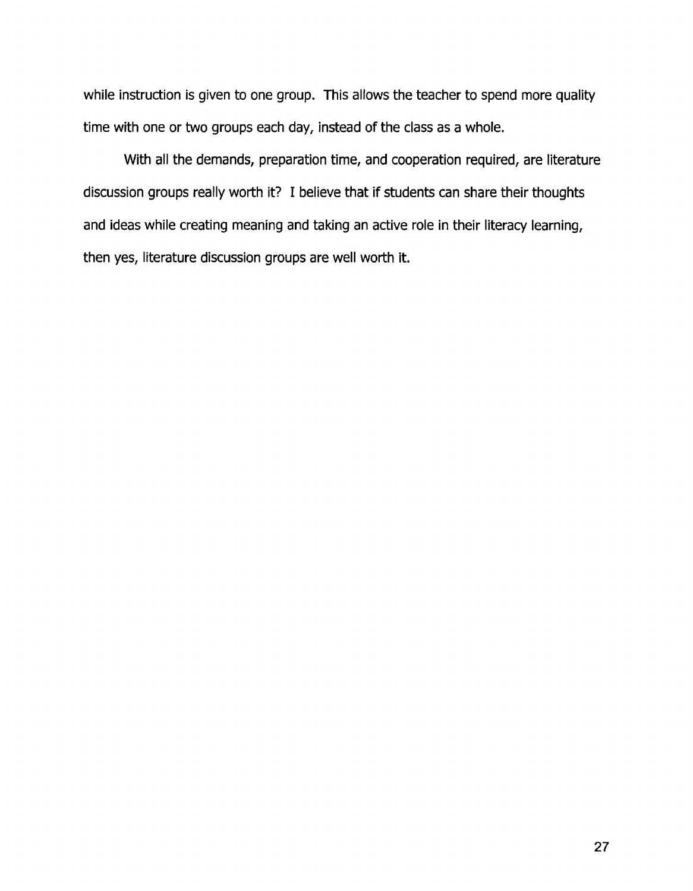while instruction is given to one group. This allows the teacher to spend more quality time with one or two groups each day, instead of the class as a whole.

With all the demands, preparation time, and cooperation required, are literature discussion groups really worth it? I believe that if students can share their thoughts and ideas while creating meaning and taking an active role in their literacy learning, then yes, literature discussion groups are well worth it.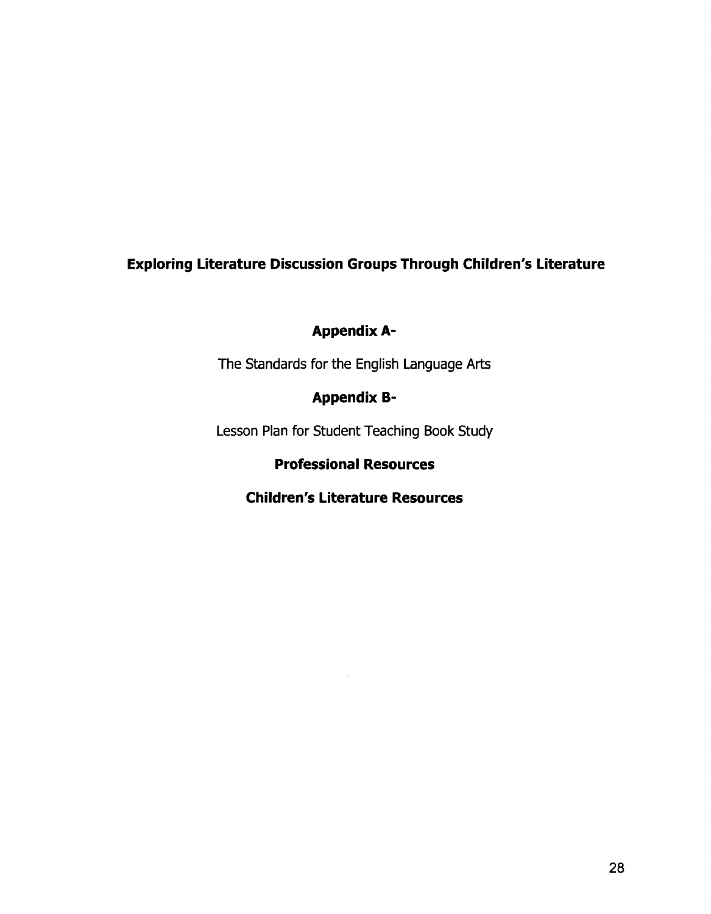**Exploring Literature Discussion Groups Through Children's Literature**

**Appendix A-**

The Standards for the English Language Arts

**Appendix B-**

Lesson Plan for Student Teaching Book Study

**Professional Resources**

**Children's Literature Resources**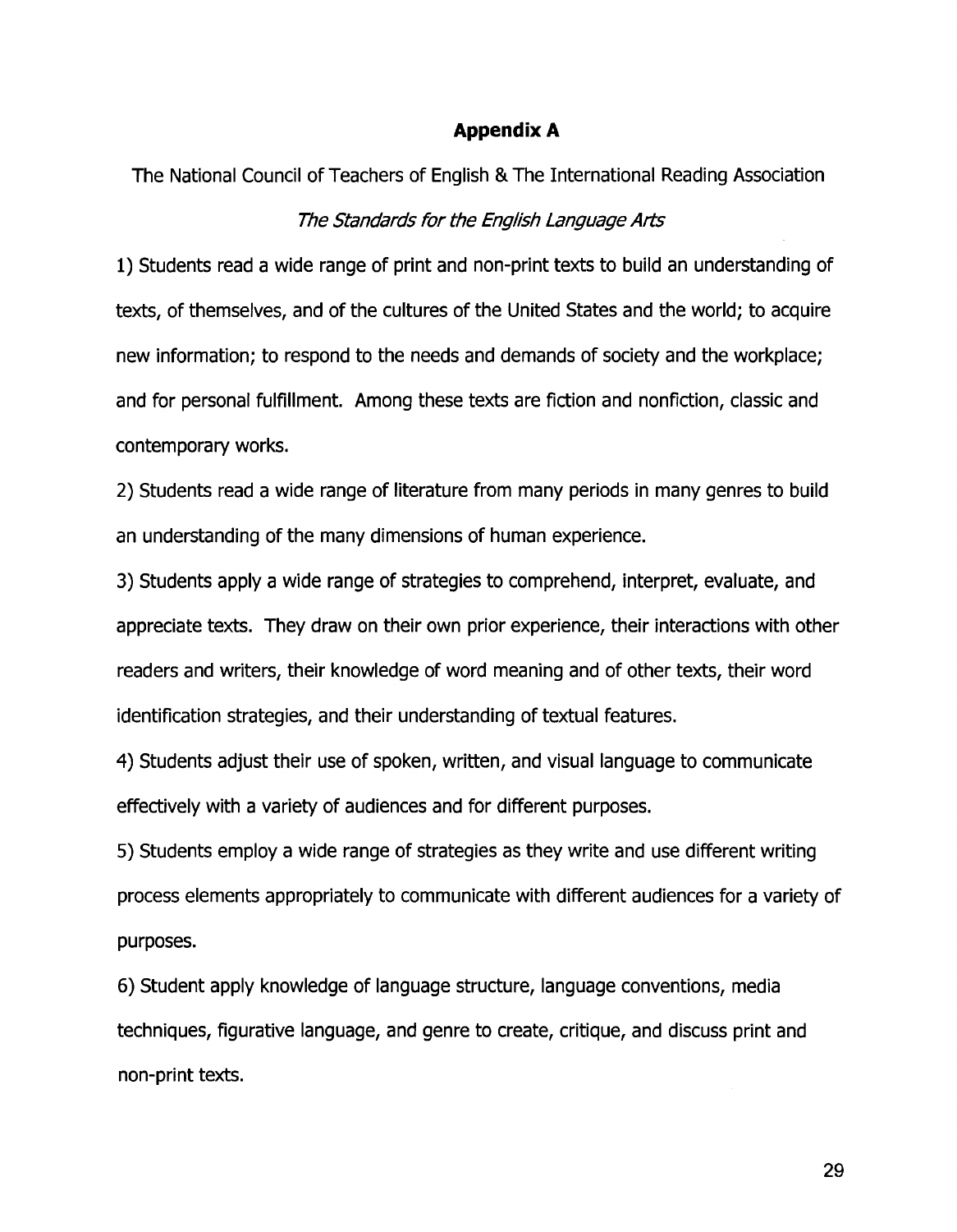# Appendix A

The National Council of Teachers of English & The International Reading Association

*The Standards for the English Language Arts*

1) Students read a wide range of print and non-print texts to build an understanding of texts, of themselves, and of the cultures of the United States and the world; to acquire new information; to respond to the needs and demands of society and the workplace; and for personal fulfillment. Among these texts are fiction and nonfiction, classic and contemporary works.

2) Students read a wide range of literature from many periods in many genres to build an understanding of the many dimensions of human experience.

3) Students apply a wide range of strategies to comprehend, interpret, evaluate, and appreciate texts. They draw on their own prior experience, their interactions with other readers and writers, their knowledge of word meaning and of other texts, their word identification strategies, and their understanding of textual features.

4) Students adjust their use of spoken, written, and visual language to communicate effectively with a variety of audiences and for different purposes.

5) Students employ a wide range of strategies as they write and use different writing process elements appropriately to communicate with different audiences for a variety of purposes.

6) Student apply knowledge of language structure, language conventions, media techniques, figurative language, and genre to create, critique, and discuss print and non-print texts.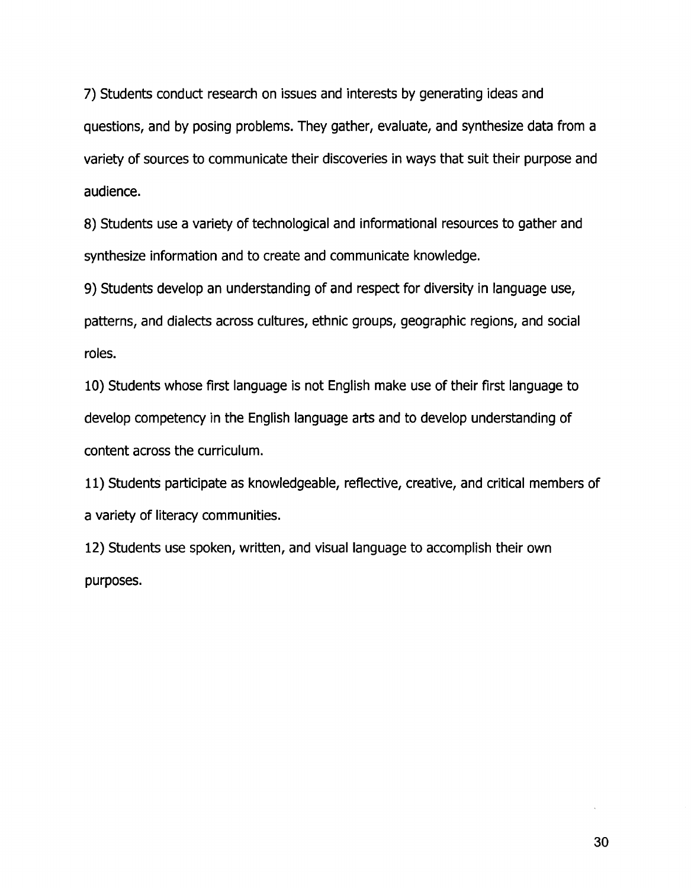7) Students conduct research on issues and interests by generating ideas and questions, and by posing problems. They gather, evaluate, and synthesize data from a variety of sources to communicate their discoveries in ways that suit their purpose and audience.

8) Students use a variety of technological and informational resources to gather and synthesize information and to create and communicate knowledge.

9) Students develop an understanding of and respect for diversity in language use, patterns, and dialects across cultures, ethnic groups, geographic regions, and social roles.

10) Students whose first language is not English make use of their first language to develop competency in the English language arts and to develop understanding of content across the curriculum.

11) Students participate as knowledgeable, reflective, creative, and critical members of a variety of literacy communities.

12) Students use spoken, written, and visual language to accomplish their own purposes.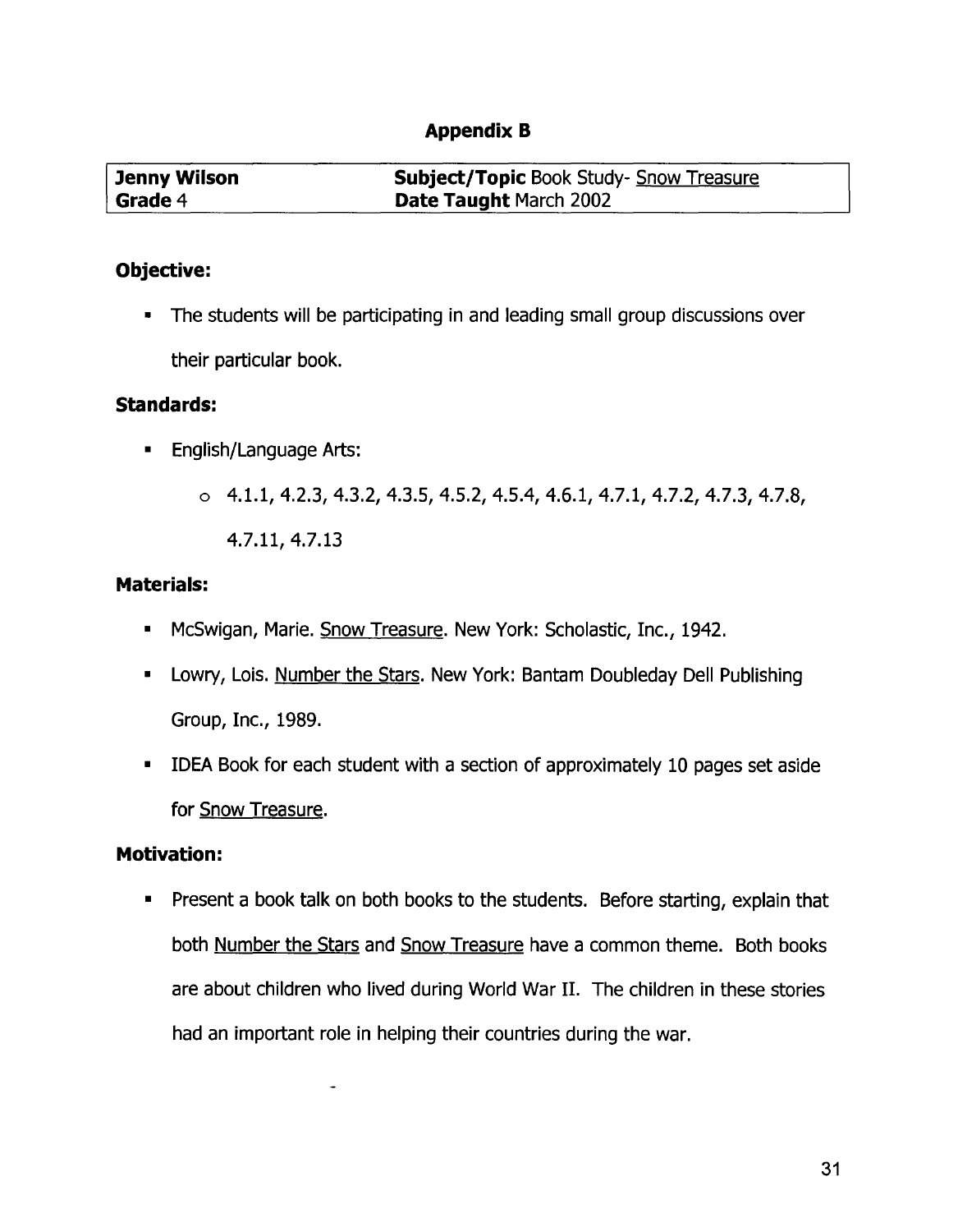## Appendix B

| **Jenny Wilson** | **Subject/Topic** Book Study- Snow Treasure |
|---|---|
| **Grade** 4 | **Date Taught** March 2002 |

### Objective:

- The students will be participating in and leading small group discussions over their particular book.

### Standards:

- English/Language Arts:
  - 4.1.1, 4.2.3, 4.3.2, 4.3.5, 4.5.2, 4.5.4, 4.6.1, 4.7.1, 4.7.2, 4.7.3, 4.7.8, 4.7.11, 4.7.13

### Materials:

- McSwigan, Marie. Snow Treasure. New York: Scholastic, Inc., 1942.
- Lowry, Lois. Number the Stars. New York: Bantam Doubleday Dell Publishing Group, Inc., 1989.
- IDEA Book for each student with a section of approximately 10 pages set aside for Snow Treasure.

### Motivation:

- Present a book talk on both books to the students. Before starting, explain that both Number the Stars and Snow Treasure have a common theme. Both books are about children who lived during World War II. The children in these stories had an important role in helping their countries during the war.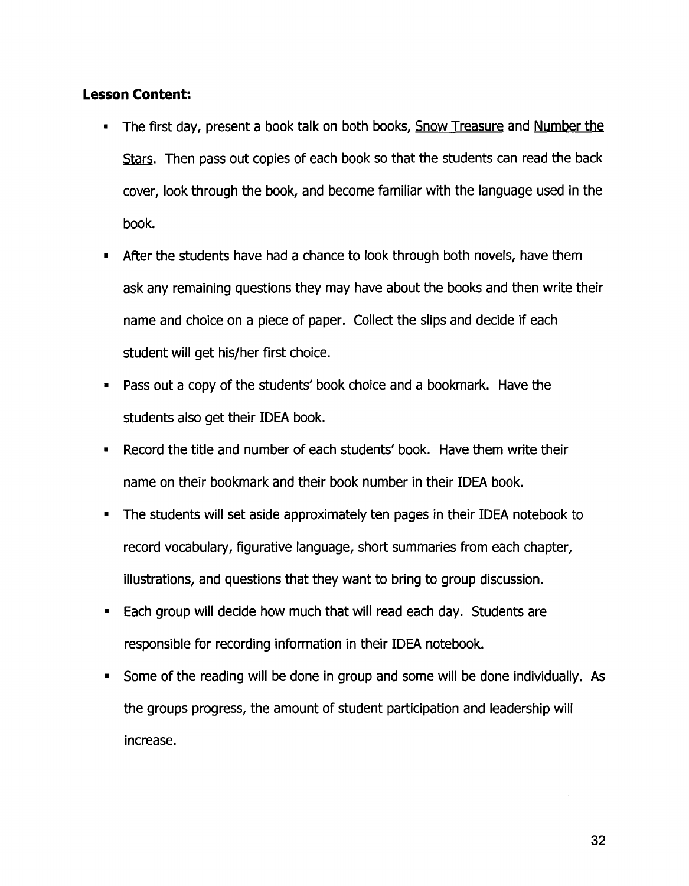**Lesson Content:**

- The first day, present a book talk on both books, Snow Treasure and Number the Stars. Then pass out copies of each book so that the students can read the back cover, look through the book, and become familiar with the language used in the book.
- After the students have had a chance to look through both novels, have them ask any remaining questions they may have about the books and then write their name and choice on a piece of paper. Collect the slips and decide if each student will get his/her first choice.
- Pass out a copy of the students' book choice and a bookmark. Have the students also get their IDEA book.
- Record the title and number of each students' book. Have them write their name on their bookmark and their book number in their IDEA book.
- The students will set aside approximately ten pages in their IDEA notebook to record vocabulary, figurative language, short summaries from each chapter, illustrations, and questions that they want to bring to group discussion.
- Each group will decide how much that will read each day. Students are responsible for recording information in their IDEA notebook.
- Some of the reading will be done in group and some will be done individually. As the groups progress, the amount of student participation and leadership will increase.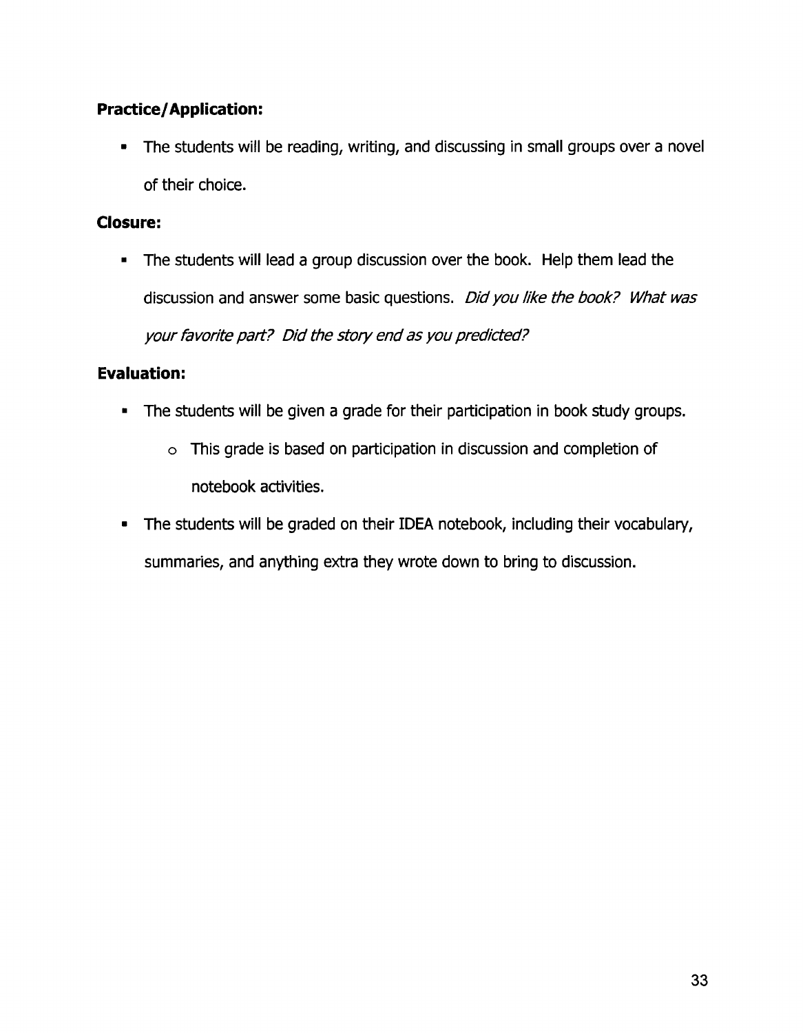**Practice/Application:**

- The students will be reading, writing, and discussing in small groups over a novel of their choice.

**Closure:**

- The students will lead a group discussion over the book. Help them lead the discussion and answer some basic questions. *Did you like the book? What was your favorite part? Did the story end as you predicted?*

**Evaluation:**

- The students will be given a grade for their participation in book study groups.
  - This grade is based on participation in discussion and completion of notebook activities.
- The students will be graded on their IDEA notebook, including their vocabulary, summaries, and anything extra they wrote down to bring to discussion.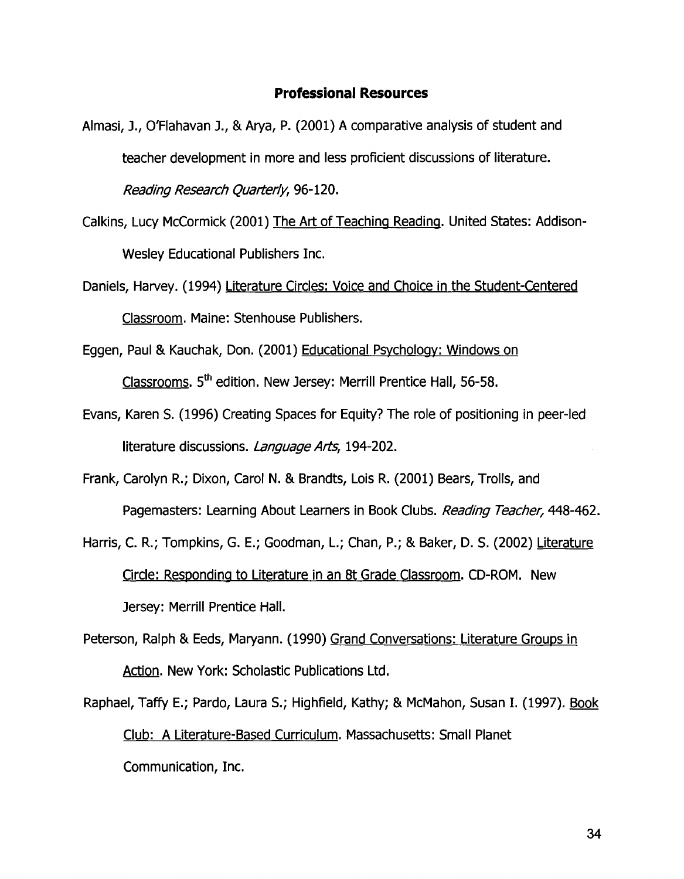## Professional Resources

Almasi, J., O'Flahavan J., & Arya, P. (2001) A comparative analysis of student and teacher development in more and less proficient discussions of literature. *Reading Research Quarterly*, 96-120.

Calkins, Lucy McCormick (2001) The Art of Teaching Reading. United States: Addison-Wesley Educational Publishers Inc.

Daniels, Harvey. (1994) Literature Circles: Voice and Choice in the Student-Centered Classroom. Maine: Stenhouse Publishers.

Eggen, Paul & Kauchak, Don. (2001) Educational Psychology: Windows on Classrooms. 5th edition. New Jersey: Merrill Prentice Hall, 56-58.

Evans, Karen S. (1996) Creating Spaces for Equity? The role of positioning in peer-led literature discussions. *Language Arts*, 194-202.

Frank, Carolyn R.; Dixon, Carol N. & Brandts, Lois R. (2001) Bears, Trolls, and Pagemasters: Learning About Learners in Book Clubs. *Reading Teacher*, 448-462.

Harris, C. R.; Tompkins, G. E.; Goodman, L.; Chan, P.; & Baker, D. S. (2002) Literature Circle: Responding to Literature in an 8t Grade Classroom. CD-ROM. New Jersey: Merrill Prentice Hall.

Peterson, Ralph & Eeds, Maryann. (1990) Grand Conversations: Literature Groups in Action. New York: Scholastic Publications Ltd.

Raphael, Taffy E.; Pardo, Laura S.; Highfield, Kathy; & McMahon, Susan I. (1997). Book Club: A Literature-Based Curriculum. Massachusetts: Small Planet Communication, Inc.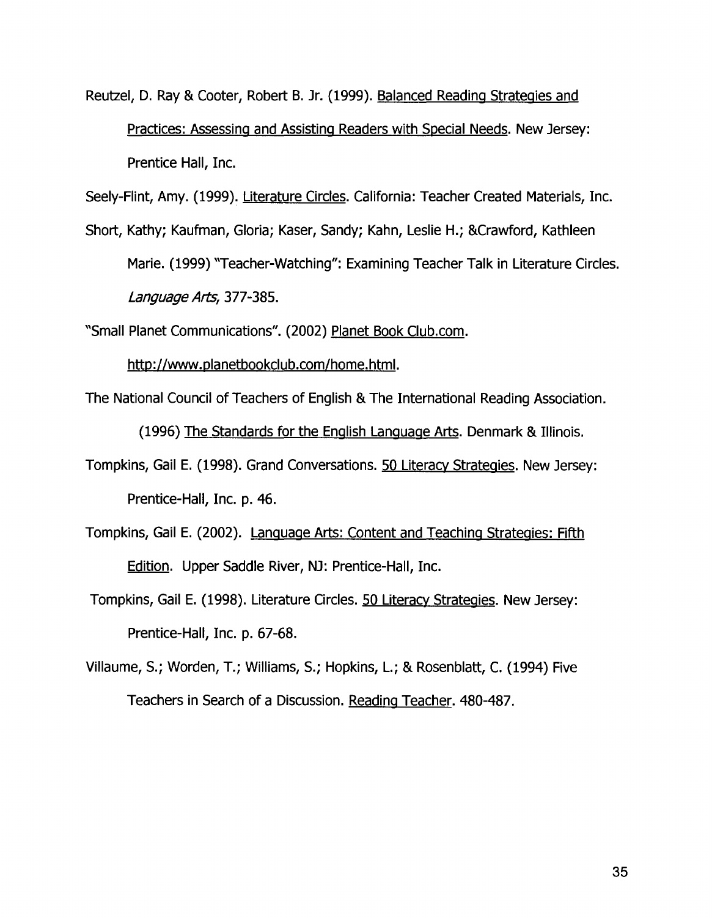Reutzel, D. Ray & Cooter, Robert B. Jr. (1999). Balanced Reading Strategies and Practices: Assessing and Assisting Readers with Special Needs. New Jersey: Prentice Hall, Inc.

Seely-Flint, Amy. (1999). Literature Circles. California: Teacher Created Materials, Inc.

Short, Kathy; Kaufman, Gloria; Kaser, Sandy; Kahn, Leslie H.; &Crawford, Kathleen Marie. (1999) "Teacher-Watching": Examining Teacher Talk in Literature Circles. *Language Arts*, 377-385.

"Small Planet Communications". (2002) Planet Book Club.com. http://www.planetbookclub.com/home.html.

The National Council of Teachers of English & The International Reading Association. (1996) The Standards for the English Language Arts. Denmark & Illinois.

Tompkins, Gail E. (1998). Grand Conversations. 50 Literacy Strategies. New Jersey: Prentice-Hall, Inc. p. 46.

Tompkins, Gail E. (2002). Language Arts: Content and Teaching Strategies: Fifth Edition. Upper Saddle River, NJ: Prentice-Hall, Inc.

Tompkins, Gail E. (1998). Literature Circles. 50 Literacy Strategies. New Jersey: Prentice-Hall, Inc. p. 67-68.

Villaume, S.; Worden, T.; Williams, S.; Hopkins, L.; & Rosenblatt, C. (1994) Five Teachers in Search of a Discussion. Reading Teacher. 480-487.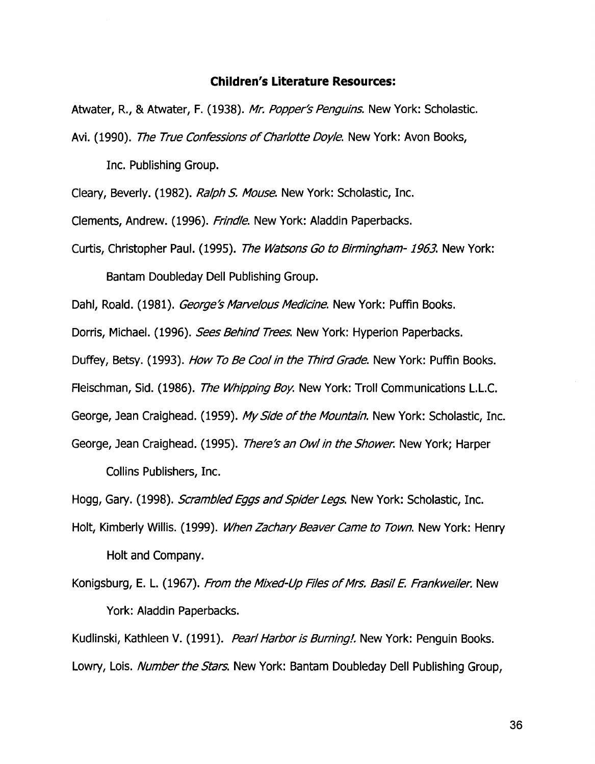## Children's Literature Resources:

Atwater, R., & Atwater, F. (1938). *Mr. Popper's Penguins*. New York: Scholastic.

Avi. (1990). *The True Confessions of Charlotte Doyle*. New York: Avon Books, Inc. Publishing Group.

Cleary, Beverly. (1982). *Ralph S. Mouse*. New York: Scholastic, Inc.

Clements, Andrew. (1996). *Frindle*. New York: Aladdin Paperbacks.

Curtis, Christopher Paul. (1995). *The Watsons Go to Birmingham- 1963*. New York: Bantam Doubleday Dell Publishing Group.

Dahl, Roald. (1981). *George's Marvelous Medicine*. New York: Puffin Books.

Dorris, Michael. (1996). *Sees Behind Trees*. New York: Hyperion Paperbacks.

Duffey, Betsy. (1993). *How To Be Cool in the Third Grade*. New York: Puffin Books.

Fleischman, Sid. (1986). *The Whipping Boy*. New York: Troll Communications L.L.C.

George, Jean Craighead. (1959). *My Side of the Mountain*. New York: Scholastic, Inc.

George, Jean Craighead. (1995). *There's an Owl in the Shower*. New York; Harper Collins Publishers, Inc.

Hogg, Gary. (1998). *Scrambled Eggs and Spider Legs*. New York: Scholastic, Inc.

Holt, Kimberly Willis. (1999). *When Zachary Beaver Came to Town*. New York: Henry Holt and Company.

Konigsburg, E. L. (1967). *From the Mixed-Up Files of Mrs. Basil E. Frankweiler*. New York: Aladdin Paperbacks.

Kudlinski, Kathleen V. (1991). *Pearl Harbor is Burning!*. New York: Penguin Books.

Lowry, Lois. *Number the Stars*. New York: Bantam Doubleday Dell Publishing Group,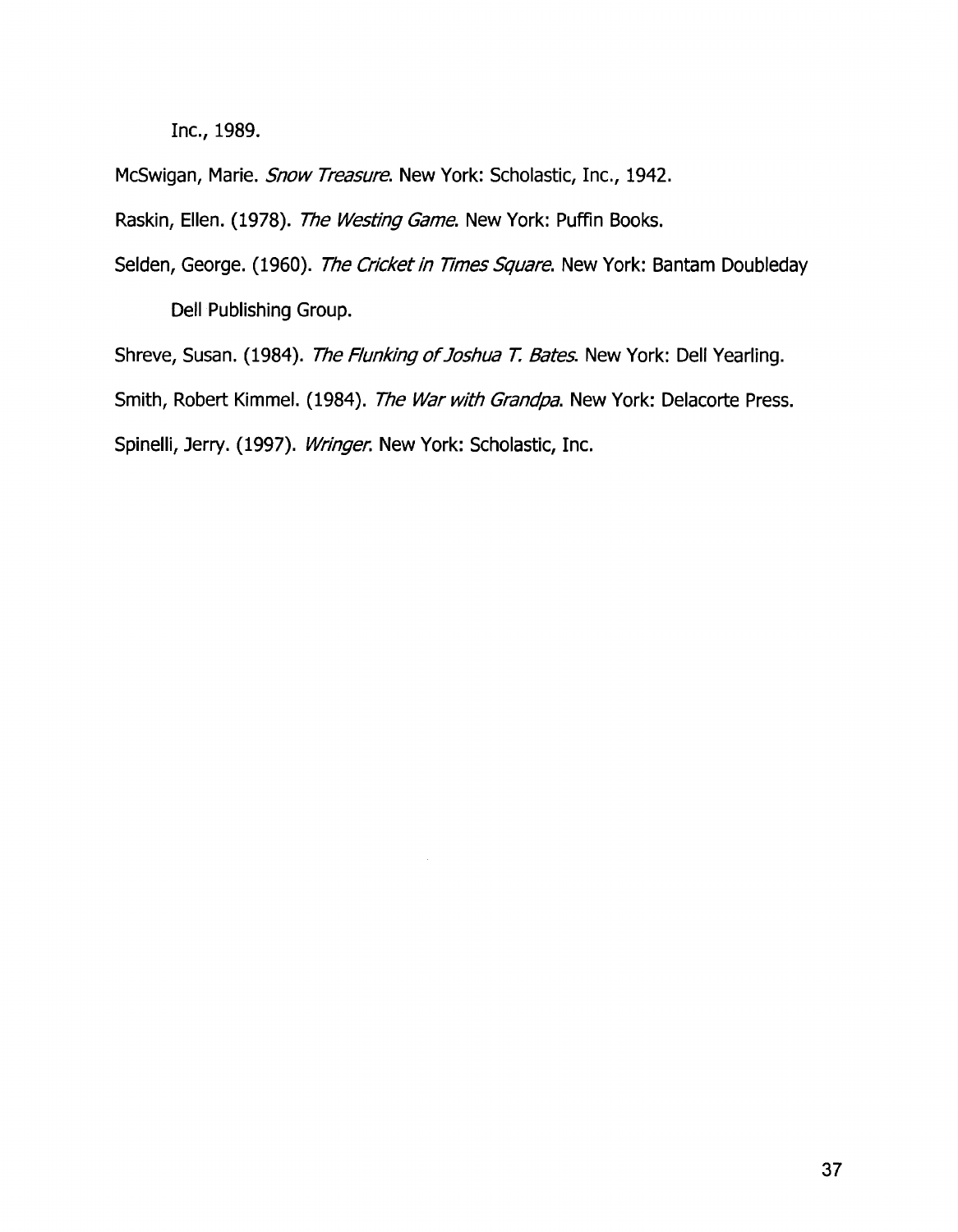Inc., 1989.

McSwigan, Marie. *Snow Treasure*. New York: Scholastic, Inc., 1942.

Raskin, Ellen. (1978). *The Westing Game*. New York: Puffin Books.

Selden, George. (1960). *The Cricket in Times Square*. New York: Bantam Doubleday Dell Publishing Group.

Shreve, Susan. (1984). *The Flunking of Joshua T. Bates*. New York: Dell Yearling.

Smith, Robert Kimmel. (1984). *The War with Grandpa*. New York: Delacorte Press.

Spinelli, Jerry. (1997). *Wringer*. New York: Scholastic, Inc.